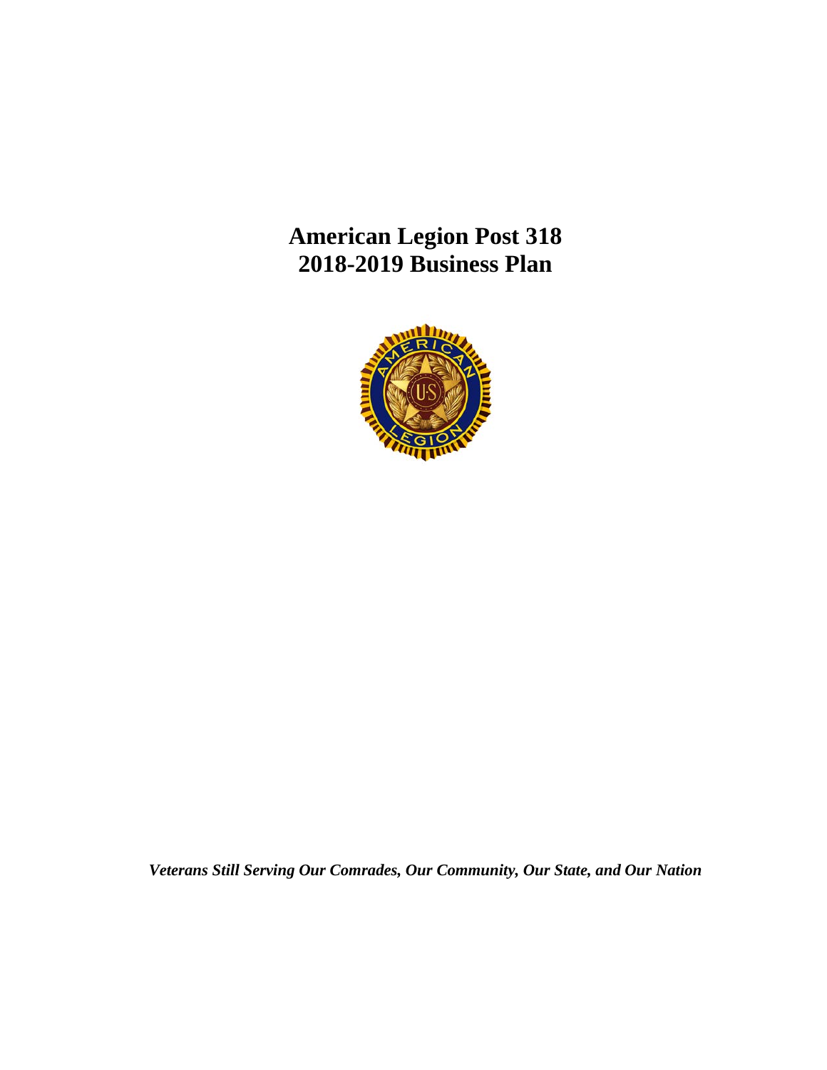# American Legion Post 318
# 2018-2019 Business Plan

***Veterans Still Serving Our Comrades, Our Community, Our State, and Our Nation***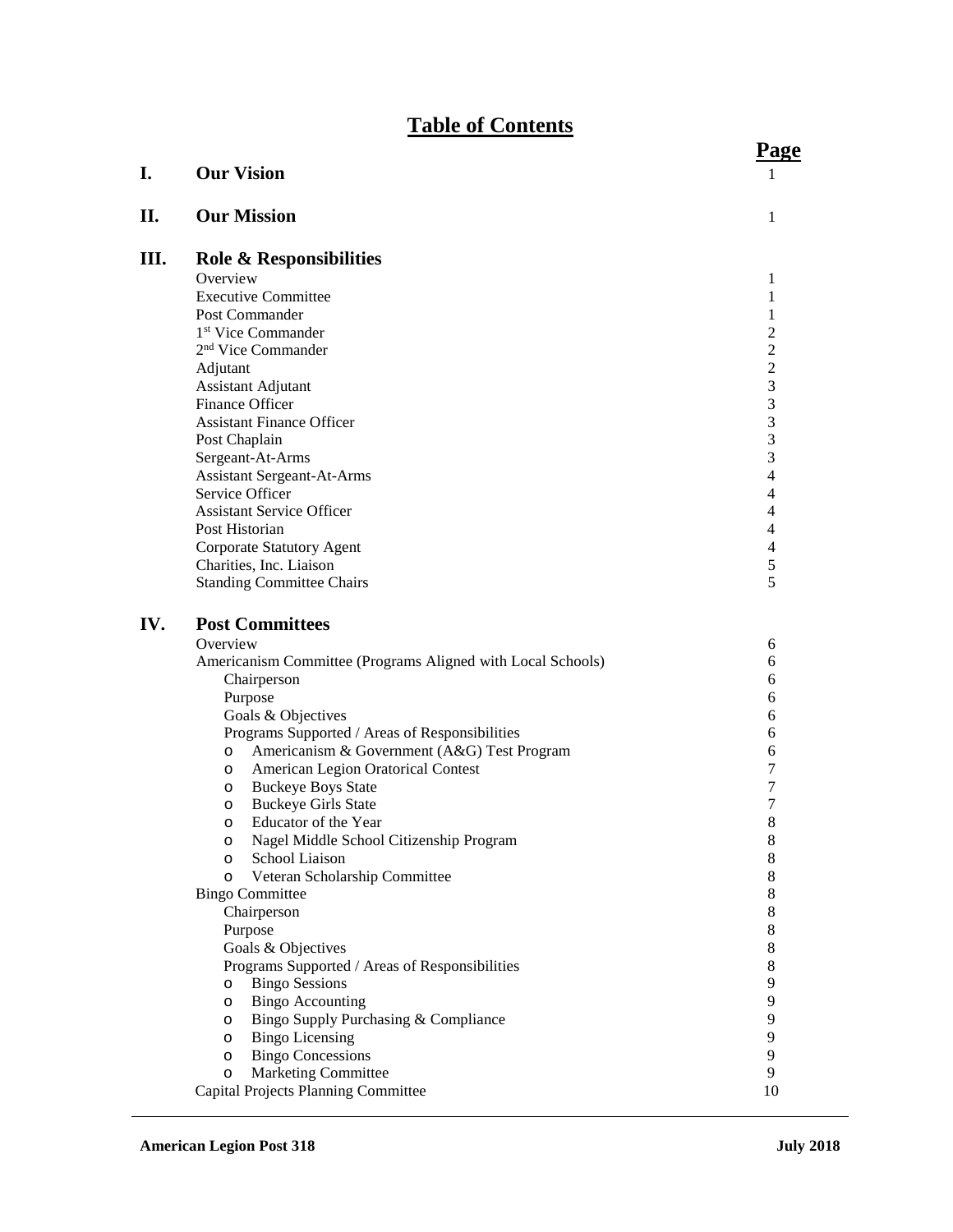# Table of Contents

| | | Page |
|---|---|---|
| **I.** | **Our Vision** | 1 |
| **II.** | **Our Mission** | 1 |
| **III.** | **Role & Responsibilities** | |
| | Overview | 1 |
| | Executive Committee | 1 |
| | Post Commander | 1 |
| | 1st Vice Commander | 2 |
| | 2nd Vice Commander | 2 |
| | Adjutant | 2 |
| | Assistant Adjutant | 3 |
| | Finance Officer | 3 |
| | Assistant Finance Officer | 3 |
| | Post Chaplain | 3 |
| | Sergeant-At-Arms | 3 |
| | Assistant Sergeant-At-Arms | 4 |
| | Service Officer | 4 |
| | Assistant Service Officer | 4 |
| | Post Historian | 4 |
| | Corporate Statutory Agent | 4 |
| | Charities, Inc. Liaison | 5 |
| | Standing Committee Chairs | 5 |
| **IV.** | **Post Committees** | |
| | Overview | 6 |
| | Americanism Committee (Programs Aligned with Local Schools) | 6 |
| | Chairperson | 6 |
| | Purpose | 6 |
| | Goals & Objectives | 6 |
| | Programs Supported / Areas of Responsibilities | 6 |
| | o Americanism & Government (A&G) Test Program | 6 |
| | o American Legion Oratorical Contest | 7 |
| | o Buckeye Boys State | 7 |
| | o Buckeye Girls State | 7 |
| | o Educator of the Year | 8 |
| | o Nagel Middle School Citizenship Program | 8 |
| | o School Liaison | 8 |
| | o Veteran Scholarship Committee | 8 |
| | Bingo Committee | 8 |
| | Chairperson | 8 |
| | Purpose | 8 |
| | Goals & Objectives | 8 |
| | Programs Supported / Areas of Responsibilities | 8 |
| | o Bingo Sessions | 9 |
| | o Bingo Accounting | 9 |
| | o Bingo Supply Purchasing & Compliance | 9 |
| | o Bingo Licensing | 9 |
| | o Bingo Concessions | 9 |
| | o Marketing Committee | 9 |
| | Capital Projects Planning Committee | 10 |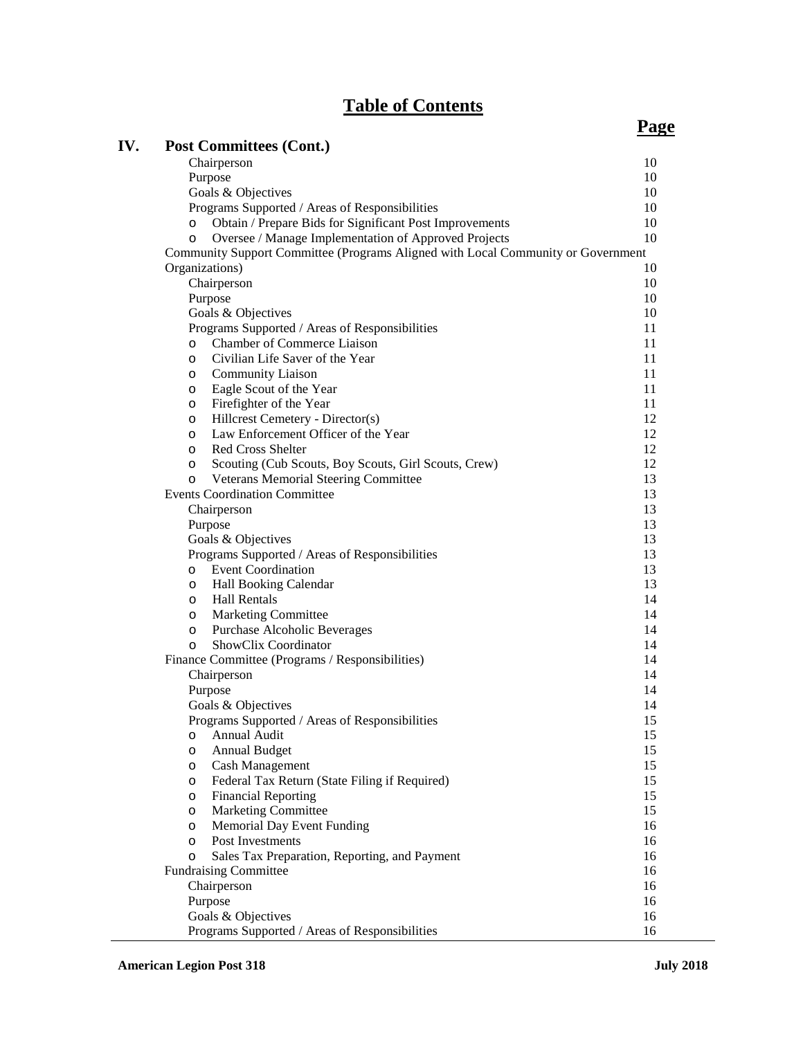# Table of Contents

| | Page |
|---|---|
| **IV. Post Committees (Cont.)** | |
| Chairperson | 10 |
| Purpose | 10 |
| Goals & Objectives | 10 |
| Programs Supported / Areas of Responsibilities | 10 |
| o Obtain / Prepare Bids for Significant Post Improvements | 10 |
| o Oversee / Manage Implementation of Approved Projects | 10 |
| Community Support Committee (Programs Aligned with Local Community or Government Organizations) | 10 |
| Chairperson | 10 |
| Purpose | 10 |
| Goals & Objectives | 10 |
| Programs Supported / Areas of Responsibilities | 11 |
| o Chamber of Commerce Liaison | 11 |
| o Civilian Life Saver of the Year | 11 |
| o Community Liaison | 11 |
| o Eagle Scout of the Year | 11 |
| o Firefighter of the Year | 11 |
| o Hillcrest Cemetery - Director(s) | 12 |
| o Law Enforcement Officer of the Year | 12 |
| o Red Cross Shelter | 12 |
| o Scouting (Cub Scouts, Boy Scouts, Girl Scouts, Crew) | 12 |
| o Veterans Memorial Steering Committee | 13 |
| Events Coordination Committee | 13 |
| Chairperson | 13 |
| Purpose | 13 |
| Goals & Objectives | 13 |
| Programs Supported / Areas of Responsibilities | 13 |
| o Event Coordination | 13 |
| o Hall Booking Calendar | 13 |
| o Hall Rentals | 14 |
| o Marketing Committee | 14 |
| o Purchase Alcoholic Beverages | 14 |
| o ShowClix Coordinator | 14 |
| Finance Committee (Programs / Responsibilities) | 14 |
| Chairperson | 14 |
| Purpose | 14 |
| Goals & Objectives | 14 |
| Programs Supported / Areas of Responsibilities | 15 |
| o Annual Audit | 15 |
| o Annual Budget | 15 |
| o Cash Management | 15 |
| o Federal Tax Return (State Filing if Required) | 15 |
| o Financial Reporting | 15 |
| o Marketing Committee | 15 |
| o Memorial Day Event Funding | 16 |
| o Post Investments | 16 |
| o Sales Tax Preparation, Reporting, and Payment | 16 |
| Fundraising Committee | 16 |
| Chairperson | 16 |
| Purpose | 16 |
| Goals & Objectives | 16 |
| Programs Supported / Areas of Responsibilities | 16 |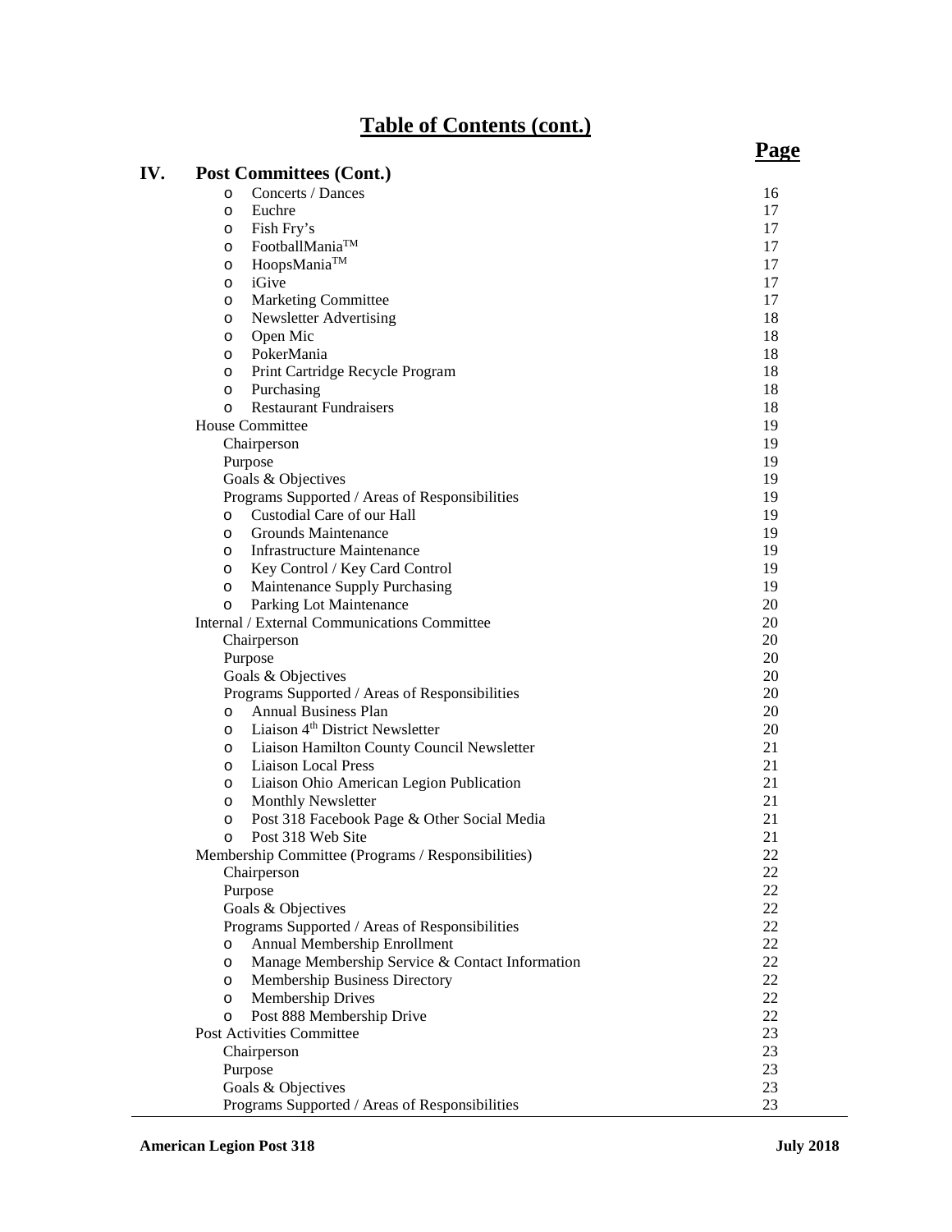# Table of Contents (cont.)

| | | Page |
|---|---|---|
| **IV.** | **Post Committees (Cont.)** | |
| | ○ Concerts / Dances | 16 |
| | ○ Euchre | 17 |
| | ○ Fish Fry's | 17 |
| | ○ FootballMania™ | 17 |
| | ○ HoopsMania™ | 17 |
| | ○ iGive | 17 |
| | ○ Marketing Committee | 17 |
| | ○ Newsletter Advertising | 18 |
| | ○ Open Mic | 18 |
| | ○ PokerMania | 18 |
| | ○ Print Cartridge Recycle Program | 18 |
| | ○ Purchasing | 18 |
| | ○ Restaurant Fundraisers | 18 |
| | House Committee | 19 |
| | Chairperson | 19 |
| | Purpose | 19 |
| | Goals & Objectives | 19 |
| | Programs Supported / Areas of Responsibilities | 19 |
| | ○ Custodial Care of our Hall | 19 |
| | ○ Grounds Maintenance | 19 |
| | ○ Infrastructure Maintenance | 19 |
| | ○ Key Control / Key Card Control | 19 |
| | ○ Maintenance Supply Purchasing | 19 |
| | ○ Parking Lot Maintenance | 20 |
| | Internal / External Communications Committee | 20 |
| | Chairperson | 20 |
| | Purpose | 20 |
| | Goals & Objectives | 20 |
| | Programs Supported / Areas of Responsibilities | 20 |
| | ○ Annual Business Plan | 20 |
| | ○ Liaison 4th District Newsletter | 20 |
| | ○ Liaison Hamilton County Council Newsletter | 21 |
| | ○ Liaison Local Press | 21 |
| | ○ Liaison Ohio American Legion Publication | 21 |
| | ○ Monthly Newsletter | 21 |
| | ○ Post 318 Facebook Page & Other Social Media | 21 |
| | ○ Post 318 Web Site | 21 |
| | Membership Committee (Programs / Responsibilities) | 22 |
| | Chairperson | 22 |
| | Purpose | 22 |
| | Goals & Objectives | 22 |
| | Programs Supported / Areas of Responsibilities | 22 |
| | ○ Annual Membership Enrollment | 22 |
| | ○ Manage Membership Service & Contact Information | 22 |
| | ○ Membership Business Directory | 22 |
| | ○ Membership Drives | 22 |
| | ○ Post 888 Membership Drive | 22 |
| | Post Activities Committee | 23 |
| | Chairperson | 23 |
| | Purpose | 23 |
| | Goals & Objectives | 23 |
| | Programs Supported / Areas of Responsibilities | 23 |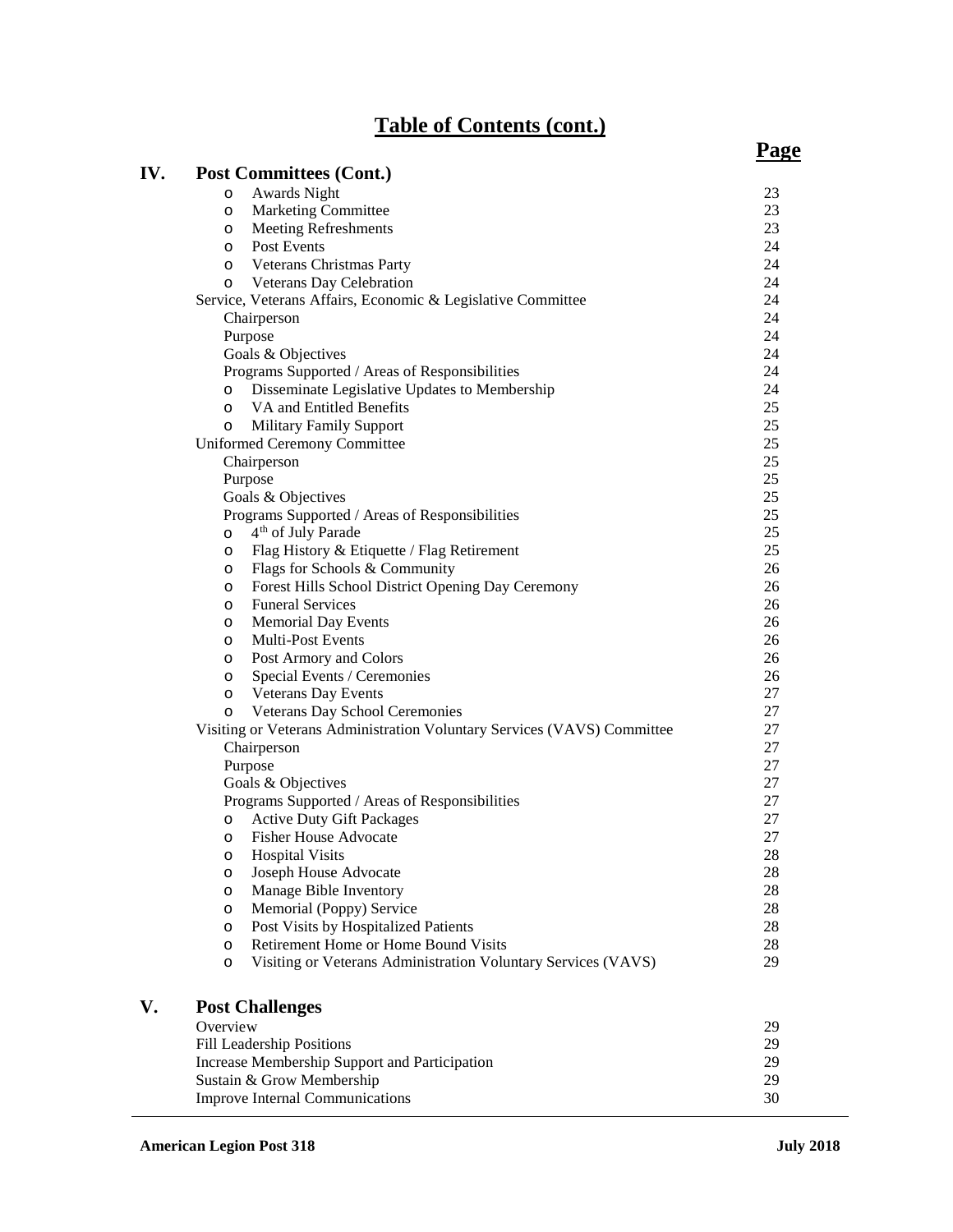# Table of Contents (cont.)

| | | Page |
|---|---|---|
| **IV.** | **Post Committees (Cont.)** | |
| | o Awards Night | 23 |
| | o Marketing Committee | 23 |
| | o Meeting Refreshments | 23 |
| | o Post Events | 24 |
| | o Veterans Christmas Party | 24 |
| | o Veterans Day Celebration | 24 |
| | Service, Veterans Affairs, Economic & Legislative Committee | 24 |
| | Chairperson | 24 |
| | Purpose | 24 |
| | Goals & Objectives | 24 |
| | Programs Supported / Areas of Responsibilities | 24 |
| | o Disseminate Legislative Updates to Membership | 24 |
| | o VA and Entitled Benefits | 25 |
| | o Military Family Support | 25 |
| | Uniformed Ceremony Committee | 25 |
| | Chairperson | 25 |
| | Purpose | 25 |
| | Goals & Objectives | 25 |
| | Programs Supported / Areas of Responsibilities | 25 |
| | o 4th of July Parade | 25 |
| | o Flag History & Etiquette / Flag Retirement | 25 |
| | o Flags for Schools & Community | 26 |
| | o Forest Hills School District Opening Day Ceremony | 26 |
| | o Funeral Services | 26 |
| | o Memorial Day Events | 26 |
| | o Multi-Post Events | 26 |
| | o Post Armory and Colors | 26 |
| | o Special Events / Ceremonies | 26 |
| | o Veterans Day Events | 27 |
| | o Veterans Day School Ceremonies | 27 |
| | Visiting or Veterans Administration Voluntary Services (VAVS) Committee | 27 |
| | Chairperson | 27 |
| | Purpose | 27 |
| | Goals & Objectives | 27 |
| | Programs Supported / Areas of Responsibilities | 27 |
| | o Active Duty Gift Packages | 27 |
| | o Fisher House Advocate | 27 |
| | o Hospital Visits | 28 |
| | o Joseph House Advocate | 28 |
| | o Manage Bible Inventory | 28 |
| | o Memorial (Poppy) Service | 28 |
| | o Post Visits by Hospitalized Patients | 28 |
| | o Retirement Home or Home Bound Visits | 28 |
| | o Visiting or Veterans Administration Voluntary Services (VAVS) | 29 |
| **V.** | **Post Challenges** | |
| | Overview | 29 |
| | Fill Leadership Positions | 29 |
| | Increase Membership Support and Participation | 29 |
| | Sustain & Grow Membership | 29 |
| | Improve Internal Communications | 30 |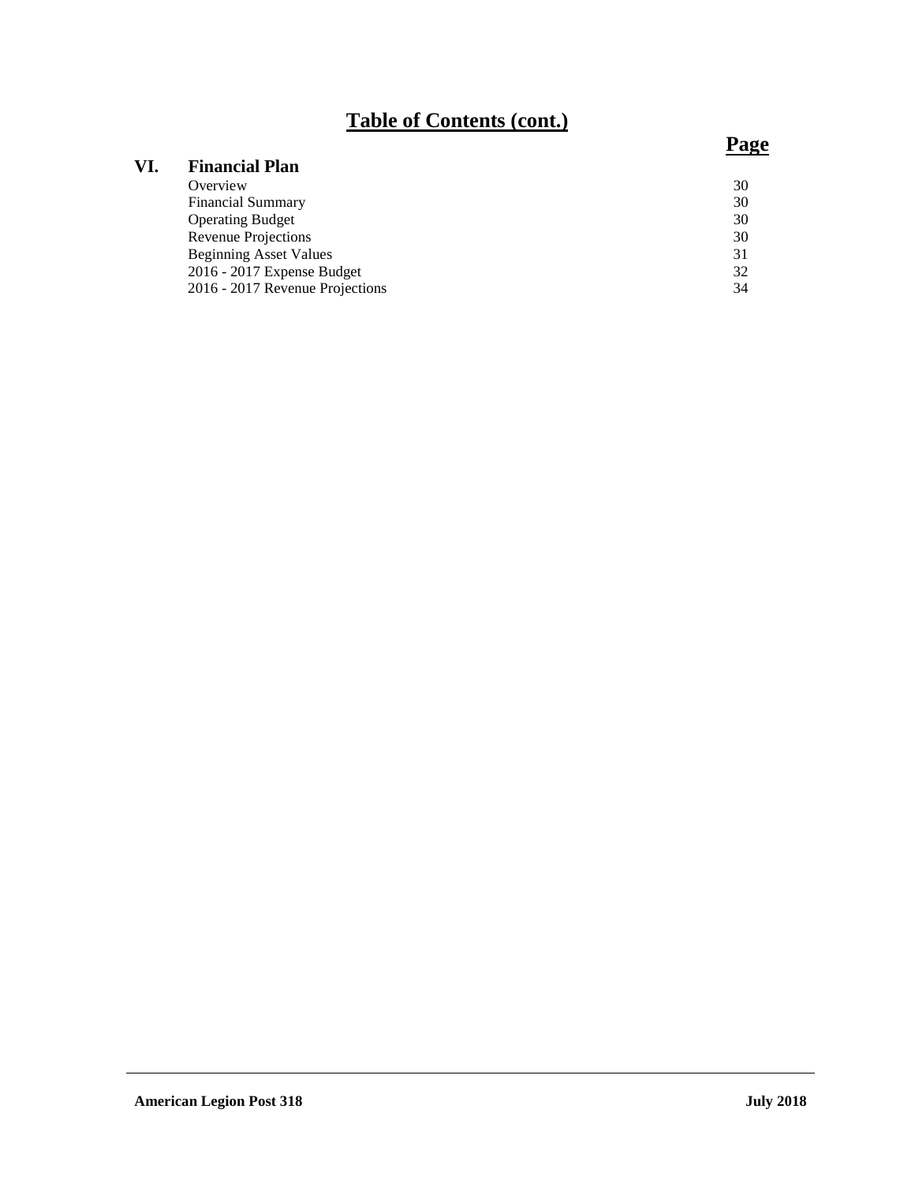# Table of Contents (cont.)

| | | Page |
|---|---|---|
| **VI.** | **Financial Plan** | |
| | Overview | 30 |
| | Financial Summary | 30 |
| | Operating Budget | 30 |
| | Revenue Projections | 30 |
| | Beginning Asset Values | 31 |
| | 2016 - 2017 Expense Budget | 32 |
| | 2016 - 2017 Revenue Projections | 34 |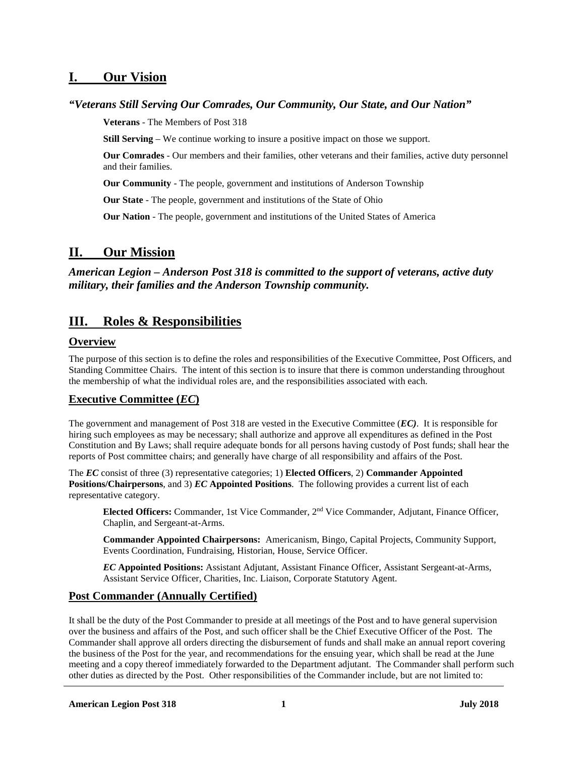# I. Our Vision

***"Veterans Still Serving Our Comrades, Our Community, Our State, and Our Nation"***

**Veterans** - The Members of Post 318

**Still Serving** – We continue working to insure a positive impact on those we support.

**Our Comrades** - Our members and their families, other veterans and their families, active duty personnel and their families.

**Our Community** - The people, government and institutions of Anderson Township

**Our State** - The people, government and institutions of the State of Ohio

**Our Nation** - The people, government and institutions of the United States of America

# II. Our Mission

***American Legion – Anderson Post 318 is committed to the support of veterans, active duty military, their families and the Anderson Township community.***

# III. Roles & Responsibilities

## Overview

The purpose of this section is to define the roles and responsibilities of the Executive Committee, Post Officers, and Standing Committee Chairs. The intent of this section is to insure that there is common understanding throughout the membership of what the individual roles are, and the responsibilities associated with each.

## Executive Committee (*EC*)

The government and management of Post 318 are vested in the Executive Committee (***EC)***. It is responsible for hiring such employees as may be necessary; shall authorize and approve all expenditures as defined in the Post Constitution and By Laws; shall require adequate bonds for all persons having custody of Post funds; shall hear the reports of Post committee chairs; and generally have charge of all responsibility and affairs of the Post.

The ***EC*** consist of three (3) representative categories; 1) **Elected Officers**, 2) **Commander Appointed Positions/Chairpersons**, and 3) ***EC*** **Appointed Positions**. The following provides a current list of each representative category.

**Elected Officers:** Commander, 1st Vice Commander, 2nd Vice Commander, Adjutant, Finance Officer, Chaplin, and Sergeant-at-Arms.

**Commander Appointed Chairpersons:** Americanism, Bingo, Capital Projects, Community Support, Events Coordination, Fundraising, Historian, House, Service Officer.

***EC*** **Appointed Positions:** Assistant Adjutant, Assistant Finance Officer, Assistant Sergeant-at-Arms, Assistant Service Officer, Charities, Inc. Liaison, Corporate Statutory Agent.

## Post Commander (Annually Certified)

It shall be the duty of the Post Commander to preside at all meetings of the Post and to have general supervision over the business and affairs of the Post, and such officer shall be the Chief Executive Officer of the Post. The Commander shall approve all orders directing the disbursement of funds and shall make an annual report covering the business of the Post for the year, and recommendations for the ensuing year, which shall be read at the June meeting and a copy thereof immediately forwarded to the Department adjutant. The Commander shall perform such other duties as directed by the Post. Other responsibilities of the Commander include, but are not limited to: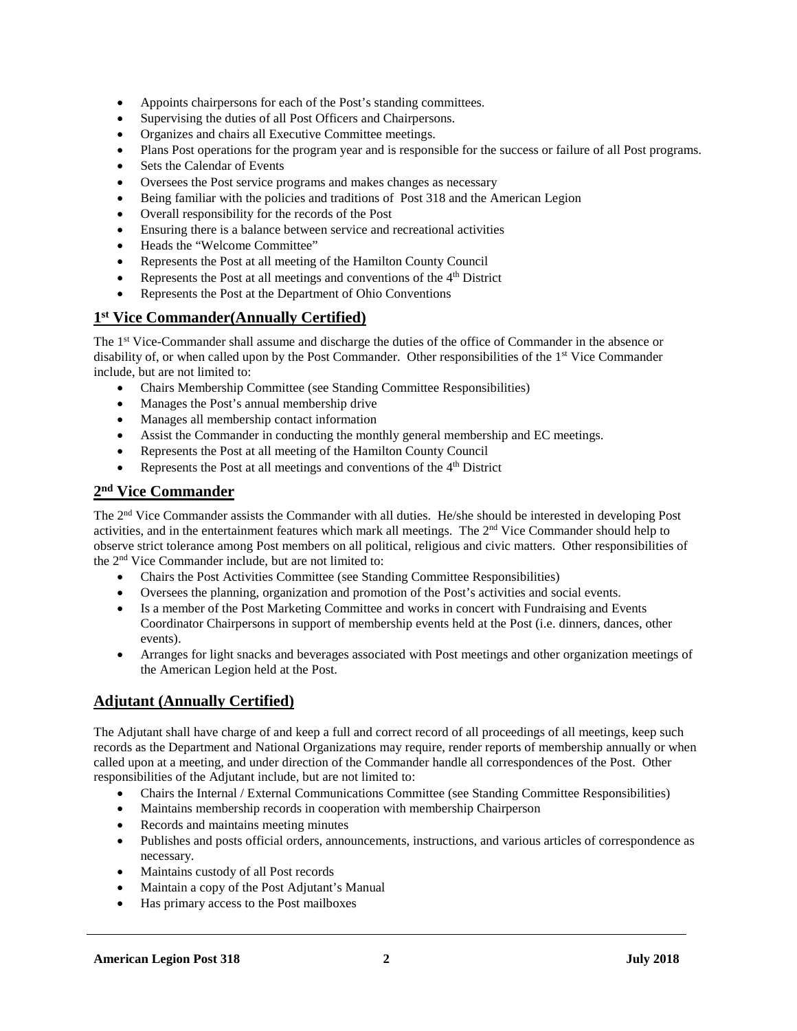- Appoints chairpersons for each of the Post's standing committees.
- Supervising the duties of all Post Officers and Chairpersons.
- Organizes and chairs all Executive Committee meetings.
- Plans Post operations for the program year and is responsible for the success or failure of all Post programs.
- Sets the Calendar of Events
- Oversees the Post service programs and makes changes as necessary
- Being familiar with the policies and traditions of Post 318 and the American Legion
- Overall responsibility for the records of the Post
- Ensuring there is a balance between service and recreational activities
- Heads the "Welcome Committee"
- Represents the Post at all meeting of the Hamilton County Council
- Represents the Post at all meetings and conventions of the 4th District
- Represents the Post at the Department of Ohio Conventions

## 1st Vice Commander(Annually Certified)

The 1st Vice-Commander shall assume and discharge the duties of the office of Commander in the absence or disability of, or when called upon by the Post Commander. Other responsibilities of the 1st Vice Commander include, but are not limited to:

- Chairs Membership Committee (see Standing Committee Responsibilities)
- Manages the Post's annual membership drive
- Manages all membership contact information
- Assist the Commander in conducting the monthly general membership and EC meetings.
- Represents the Post at all meeting of the Hamilton County Council
- Represents the Post at all meetings and conventions of the 4th District

## 2nd Vice Commander

The 2nd Vice Commander assists the Commander with all duties. He/she should be interested in developing Post activities, and in the entertainment features which mark all meetings. The 2nd Vice Commander should help to observe strict tolerance among Post members on all political, religious and civic matters. Other responsibilities of the 2nd Vice Commander include, but are not limited to:

- Chairs the Post Activities Committee (see Standing Committee Responsibilities)
- Oversees the planning, organization and promotion of the Post's activities and social events.
- Is a member of the Post Marketing Committee and works in concert with Fundraising and Events Coordinator Chairpersons in support of membership events held at the Post (i.e. dinners, dances, other events).
- Arranges for light snacks and beverages associated with Post meetings and other organization meetings of the American Legion held at the Post.

## Adjutant (Annually Certified)

The Adjutant shall have charge of and keep a full and correct record of all proceedings of all meetings, keep such records as the Department and National Organizations may require, render reports of membership annually or when called upon at a meeting, and under direction of the Commander handle all correspondences of the Post. Other responsibilities of the Adjutant include, but are not limited to:

- Chairs the Internal / External Communications Committee (see Standing Committee Responsibilities)
- Maintains membership records in cooperation with membership Chairperson
- Records and maintains meeting minutes
- Publishes and posts official orders, announcements, instructions, and various articles of correspondence as necessary.
- Maintains custody of all Post records
- Maintain a copy of the Post Adjutant's Manual
- Has primary access to the Post mailboxes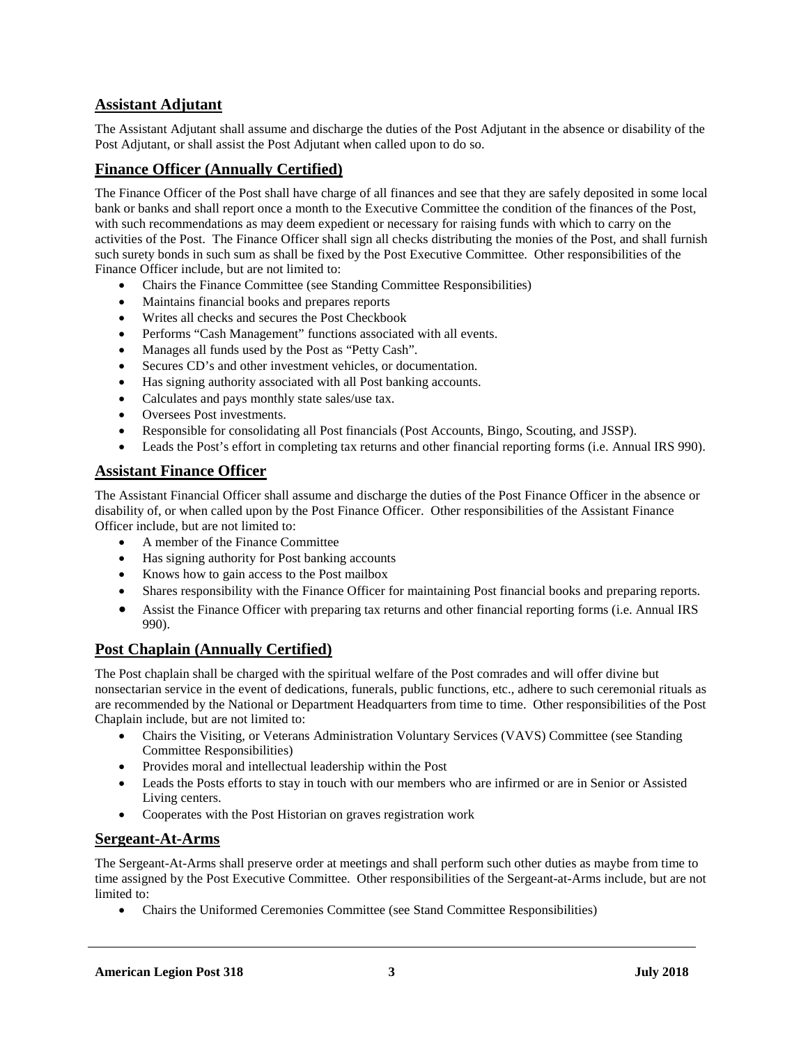## Assistant Adjutant

The Assistant Adjutant shall assume and discharge the duties of the Post Adjutant in the absence or disability of the Post Adjutant, or shall assist the Post Adjutant when called upon to do so.

## Finance Officer (Annually Certified)

The Finance Officer of the Post shall have charge of all finances and see that they are safely deposited in some local bank or banks and shall report once a month to the Executive Committee the condition of the finances of the Post, with such recommendations as may deem expedient or necessary for raising funds with which to carry on the activities of the Post. The Finance Officer shall sign all checks distributing the monies of the Post, and shall furnish such surety bonds in such sum as shall be fixed by the Post Executive Committee. Other responsibilities of the Finance Officer include, but are not limited to:

- Chairs the Finance Committee (see Standing Committee Responsibilities)
- Maintains financial books and prepares reports
- Writes all checks and secures the Post Checkbook
- Performs "Cash Management" functions associated with all events.
- Manages all funds used by the Post as "Petty Cash".
- Secures CD's and other investment vehicles, or documentation.
- Has signing authority associated with all Post banking accounts.
- Calculates and pays monthly state sales/use tax.
- Oversees Post investments.
- Responsible for consolidating all Post financials (Post Accounts, Bingo, Scouting, and JSSP).
- Leads the Post's effort in completing tax returns and other financial reporting forms (i.e. Annual IRS 990).

## Assistant Finance Officer

The Assistant Financial Officer shall assume and discharge the duties of the Post Finance Officer in the absence or disability of, or when called upon by the Post Finance Officer. Other responsibilities of the Assistant Finance Officer include, but are not limited to:

- A member of the Finance Committee
- Has signing authority for Post banking accounts
- Knows how to gain access to the Post mailbox
- Shares responsibility with the Finance Officer for maintaining Post financial books and preparing reports.
- Assist the Finance Officer with preparing tax returns and other financial reporting forms (i.e. Annual IRS 990).

## Post Chaplain (Annually Certified)

The Post chaplain shall be charged with the spiritual welfare of the Post comrades and will offer divine but nonsectarian service in the event of dedications, funerals, public functions, etc., adhere to such ceremonial rituals as are recommended by the National or Department Headquarters from time to time. Other responsibilities of the Post Chaplain include, but are not limited to:

- Chairs the Visiting, or Veterans Administration Voluntary Services (VAVS) Committee (see Standing Committee Responsibilities)
- Provides moral and intellectual leadership within the Post
- Leads the Posts efforts to stay in touch with our members who are infirmed or are in Senior or Assisted Living centers.
- Cooperates with the Post Historian on graves registration work

## Sergeant-At-Arms

The Sergeant-At-Arms shall preserve order at meetings and shall perform such other duties as maybe from time to time assigned by the Post Executive Committee. Other responsibilities of the Sergeant-at-Arms include, but are not limited to:

- Chairs the Uniformed Ceremonies Committee (see Stand Committee Responsibilities)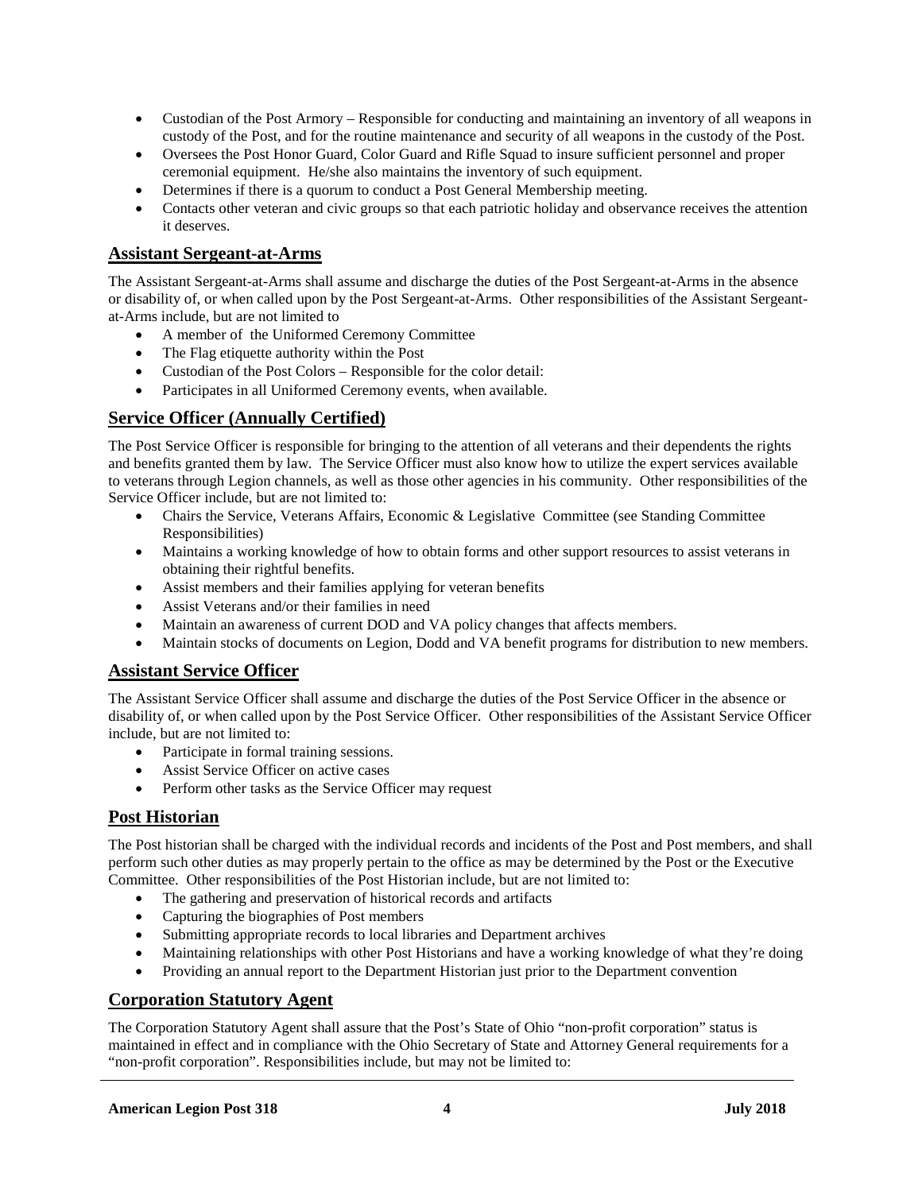- Custodian of the Post Armory – Responsible for conducting and maintaining an inventory of all weapons in custody of the Post, and for the routine maintenance and security of all weapons in the custody of the Post.
- Oversees the Post Honor Guard, Color Guard and Rifle Squad to insure sufficient personnel and proper ceremonial equipment. He/she also maintains the inventory of such equipment.
- Determines if there is a quorum to conduct a Post General Membership meeting.
- Contacts other veteran and civic groups so that each patriotic holiday and observance receives the attention it deserves.

## Assistant Sergeant-at-Arms

The Assistant Sergeant-at-Arms shall assume and discharge the duties of the Post Sergeant-at-Arms in the absence or disability of, or when called upon by the Post Sergeant-at-Arms. Other responsibilities of the Assistant Sergeant-at-Arms include, but are not limited to

- A member of the Uniformed Ceremony Committee
- The Flag etiquette authority within the Post
- Custodian of the Post Colors – Responsible for the color detail:
- Participates in all Uniformed Ceremony events, when available.

## Service Officer (Annually Certified)

The Post Service Officer is responsible for bringing to the attention of all veterans and their dependents the rights and benefits granted them by law. The Service Officer must also know how to utilize the expert services available to veterans through Legion channels, as well as those other agencies in his community. Other responsibilities of the Service Officer include, but are not limited to:

- Chairs the Service, Veterans Affairs, Economic & Legislative Committee (see Standing Committee Responsibilities)
- Maintains a working knowledge of how to obtain forms and other support resources to assist veterans in obtaining their rightful benefits.
- Assist members and their families applying for veteran benefits
- Assist Veterans and/or their families in need
- Maintain an awareness of current DOD and VA policy changes that affects members.
- Maintain stocks of documents on Legion, Dodd and VA benefit programs for distribution to new members.

## Assistant Service Officer

The Assistant Service Officer shall assume and discharge the duties of the Post Service Officer in the absence or disability of, or when called upon by the Post Service Officer. Other responsibilities of the Assistant Service Officer include, but are not limited to:

- Participate in formal training sessions.
- Assist Service Officer on active cases
- Perform other tasks as the Service Officer may request

## Post Historian

The Post historian shall be charged with the individual records and incidents of the Post and Post members, and shall perform such other duties as may properly pertain to the office as may be determined by the Post or the Executive Committee. Other responsibilities of the Post Historian include, but are not limited to:

- The gathering and preservation of historical records and artifacts
- Capturing the biographies of Post members
- Submitting appropriate records to local libraries and Department archives
- Maintaining relationships with other Post Historians and have a working knowledge of what they're doing
- Providing an annual report to the Department Historian just prior to the Department convention

## Corporation Statutory Agent

The Corporation Statutory Agent shall assure that the Post's State of Ohio "non-profit corporation" status is maintained in effect and in compliance with the Ohio Secretary of State and Attorney General requirements for a "non-profit corporation". Responsibilities include, but may not be limited to: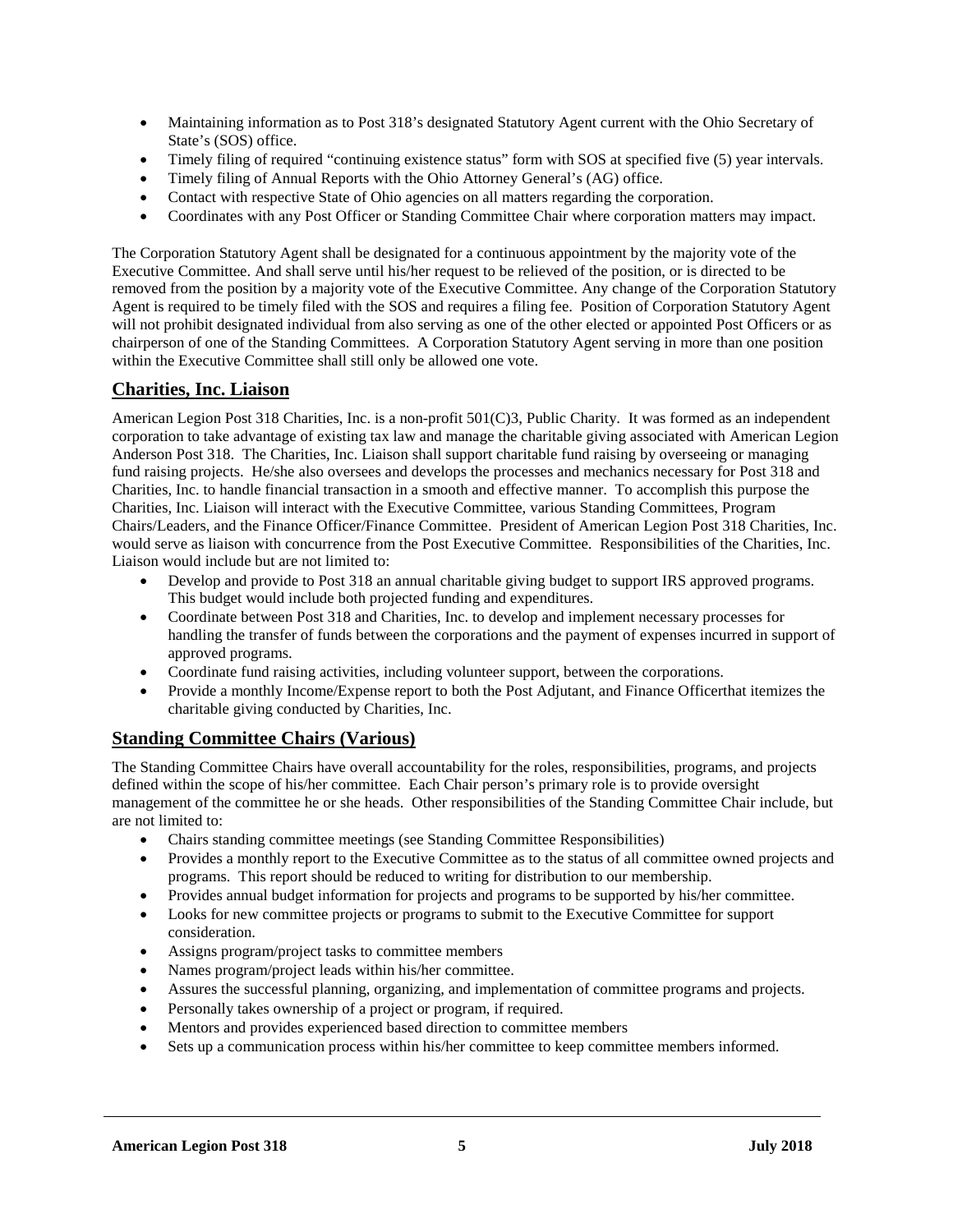- Maintaining information as to Post 318's designated Statutory Agent current with the Ohio Secretary of State's (SOS) office.
- Timely filing of required "continuing existence status" form with SOS at specified five (5) year intervals.
- Timely filing of Annual Reports with the Ohio Attorney General's (AG) office.
- Contact with respective State of Ohio agencies on all matters regarding the corporation.
- Coordinates with any Post Officer or Standing Committee Chair where corporation matters may impact.

The Corporation Statutory Agent shall be designated for a continuous appointment by the majority vote of the Executive Committee. And shall serve until his/her request to be relieved of the position, or is directed to be removed from the position by a majority vote of the Executive Committee. Any change of the Corporation Statutory Agent is required to be timely filed with the SOS and requires a filing fee. Position of Corporation Statutory Agent will not prohibit designated individual from also serving as one of the other elected or appointed Post Officers or as chairperson of one of the Standing Committees. A Corporation Statutory Agent serving in more than one position within the Executive Committee shall still only be allowed one vote.

## Charities, Inc. Liaison

American Legion Post 318 Charities, Inc. is a non-profit 501(C)3, Public Charity. It was formed as an independent corporation to take advantage of existing tax law and manage the charitable giving associated with American Legion Anderson Post 318. The Charities, Inc. Liaison shall support charitable fund raising by overseeing or managing fund raising projects. He/she also oversees and develops the processes and mechanics necessary for Post 318 and Charities, Inc. to handle financial transaction in a smooth and effective manner. To accomplish this purpose the Charities, Inc. Liaison will interact with the Executive Committee, various Standing Committees, Program Chairs/Leaders, and the Finance Officer/Finance Committee. President of American Legion Post 318 Charities, Inc. would serve as liaison with concurrence from the Post Executive Committee. Responsibilities of the Charities, Inc. Liaison would include but are not limited to:

- Develop and provide to Post 318 an annual charitable giving budget to support IRS approved programs. This budget would include both projected funding and expenditures.
- Coordinate between Post 318 and Charities, Inc. to develop and implement necessary processes for handling the transfer of funds between the corporations and the payment of expenses incurred in support of approved programs.
- Coordinate fund raising activities, including volunteer support, between the corporations.
- Provide a monthly Income/Expense report to both the Post Adjutant, and Finance Officerthat itemizes the charitable giving conducted by Charities, Inc.

## Standing Committee Chairs (Various)

The Standing Committee Chairs have overall accountability for the roles, responsibilities, programs, and projects defined within the scope of his/her committee. Each Chair person's primary role is to provide oversight management of the committee he or she heads. Other responsibilities of the Standing Committee Chair include, but are not limited to:

- Chairs standing committee meetings (see Standing Committee Responsibilities)
- Provides a monthly report to the Executive Committee as to the status of all committee owned projects and programs. This report should be reduced to writing for distribution to our membership.
- Provides annual budget information for projects and programs to be supported by his/her committee.
- Looks for new committee projects or programs to submit to the Executive Committee for support consideration.
- Assigns program/project tasks to committee members
- Names program/project leads within his/her committee.
- Assures the successful planning, organizing, and implementation of committee programs and projects.
- Personally takes ownership of a project or program, if required.
- Mentors and provides experienced based direction to committee members
- Sets up a communication process within his/her committee to keep committee members informed.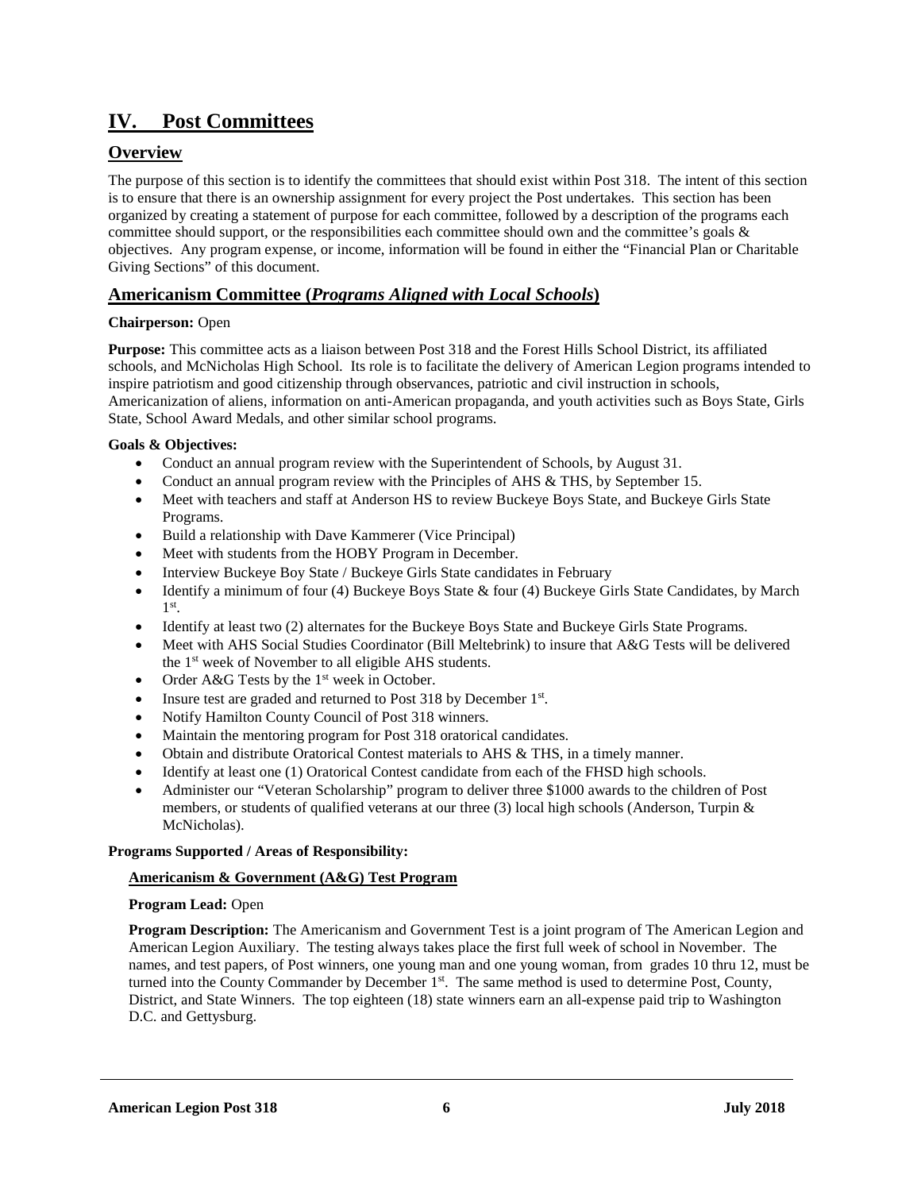# IV. Post Committees

## Overview

The purpose of this section is to identify the committees that should exist within Post 318. The intent of this section is to ensure that there is an ownership assignment for every project the Post undertakes. This section has been organized by creating a statement of purpose for each committee, followed by a description of the programs each committee should support, or the responsibilities each committee should own and the committee's goals & objectives. Any program expense, or income, information will be found in either the "Financial Plan or Charitable Giving Sections" of this document.

## Americanism Committee (*Programs Aligned with Local Schools*)

**Chairperson:** Open

**Purpose:** This committee acts as a liaison between Post 318 and the Forest Hills School District, its affiliated schools, and McNicholas High School. Its role is to facilitate the delivery of American Legion programs intended to inspire patriotism and good citizenship through observances, patriotic and civil instruction in schools, Americanization of aliens, information on anti-American propaganda, and youth activities such as Boys State, Girls State, School Award Medals, and other similar school programs.

**Goals & Objectives:**

- Conduct an annual program review with the Superintendent of Schools, by August 31.
- Conduct an annual program review with the Principles of AHS & THS, by September 15.
- Meet with teachers and staff at Anderson HS to review Buckeye Boys State, and Buckeye Girls State Programs.
- Build a relationship with Dave Kammerer (Vice Principal)
- Meet with students from the HOBY Program in December.
- Interview Buckeye Boy State / Buckeye Girls State candidates in February
- Identify a minimum of four (4) Buckeye Boys State & four (4) Buckeye Girls State Candidates, by March 1st.
- Identify at least two (2) alternates for the Buckeye Boys State and Buckeye Girls State Programs.
- Meet with AHS Social Studies Coordinator (Bill Meltebrink) to insure that A&G Tests will be delivered the 1st week of November to all eligible AHS students.
- Order A&G Tests by the 1st week in October.
- Insure test are graded and returned to Post 318 by December 1st.
- Notify Hamilton County Council of Post 318 winners.
- Maintain the mentoring program for Post 318 oratorical candidates.
- Obtain and distribute Oratorical Contest materials to AHS & THS, in a timely manner.
- Identify at least one (1) Oratorical Contest candidate from each of the FHSD high schools.
- Administer our "Veteran Scholarship" program to deliver three $1000 awards to the children of Post members, or students of qualified veterans at our three (3) local high schools (Anderson, Turpin & McNicholas).

**Programs Supported / Areas of Responsibility:**

**Americanism & Government (A&G) Test Program**

**Program Lead:** Open

**Program Description:** The Americanism and Government Test is a joint program of The American Legion and American Legion Auxiliary. The testing always takes place the first full week of school in November. The names, and test papers, of Post winners, one young man and one young woman, from grades 10 thru 12, must be turned into the County Commander by December 1st. The same method is used to determine Post, County, District, and State Winners. The top eighteen (18) state winners earn an all-expense paid trip to Washington D.C. and Gettysburg.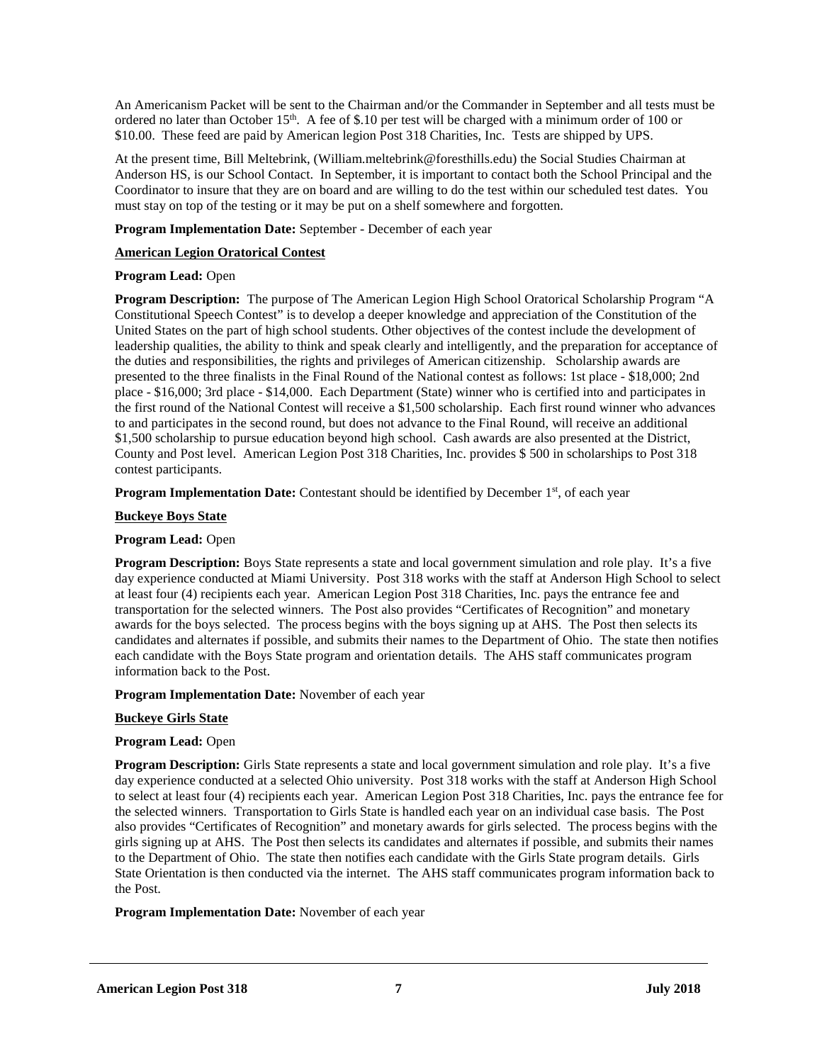An Americanism Packet will be sent to the Chairman and/or the Commander in September and all tests must be ordered no later than October 15th. A fee of $.10 per test will be charged with a minimum order of 100 or $10.00. These feed are paid by American legion Post 318 Charities, Inc. Tests are shipped by UPS.

At the present time, Bill Meltebrink, (William.meltebrink@foresthills.edu) the Social Studies Chairman at Anderson HS, is our School Contact. In September, it is important to contact both the School Principal and the Coordinator to insure that they are on board and are willing to do the test within our scheduled test dates. You must stay on top of the testing or it may be put on a shelf somewhere and forgotten.

**Program Implementation Date:** September - December of each year

**American Legion Oratorical Contest**

**Program Lead:** Open

**Program Description:** The purpose of The American Legion High School Oratorical Scholarship Program "A Constitutional Speech Contest" is to develop a deeper knowledge and appreciation of the Constitution of the United States on the part of high school students. Other objectives of the contest include the development of leadership qualities, the ability to think and speak clearly and intelligently, and the preparation for acceptance of the duties and responsibilities, the rights and privileges of American citizenship. Scholarship awards are presented to the three finalists in the Final Round of the National contest as follows: 1st place - $18,000; 2nd place - $16,000; 3rd place - $14,000. Each Department (State) winner who is certified into and participates in the first round of the National Contest will receive a $1,500 scholarship. Each first round winner who advances to and participates in the second round, but does not advance to the Final Round, will receive an additional $1,500 scholarship to pursue education beyond high school. Cash awards are also presented at the District, County and Post level. American Legion Post 318 Charities, Inc. provides $ 500 in scholarships to Post 318 contest participants.

**Program Implementation Date:** Contestant should be identified by December 1st, of each year

**Buckeye Boys State**

**Program Lead:** Open

**Program Description:** Boys State represents a state and local government simulation and role play. It's a five day experience conducted at Miami University. Post 318 works with the staff at Anderson High School to select at least four (4) recipients each year. American Legion Post 318 Charities, Inc. pays the entrance fee and transportation for the selected winners. The Post also provides "Certificates of Recognition" and monetary awards for the boys selected. The process begins with the boys signing up at AHS. The Post then selects its candidates and alternates if possible, and submits their names to the Department of Ohio. The state then notifies each candidate with the Boys State program and orientation details. The AHS staff communicates program information back to the Post.

**Program Implementation Date:** November of each year

**Buckeye Girls State**

**Program Lead:** Open

**Program Description:** Girls State represents a state and local government simulation and role play. It's a five day experience conducted at a selected Ohio university. Post 318 works with the staff at Anderson High School to select at least four (4) recipients each year. American Legion Post 318 Charities, Inc. pays the entrance fee for the selected winners. Transportation to Girls State is handled each year on an individual case basis. The Post also provides "Certificates of Recognition" and monetary awards for girls selected. The process begins with the girls signing up at AHS. The Post then selects its candidates and alternates if possible, and submits their names to the Department of Ohio. The state then notifies each candidate with the Girls State program details. Girls State Orientation is then conducted via the internet. The AHS staff communicates program information back to the Post.

**Program Implementation Date:** November of each year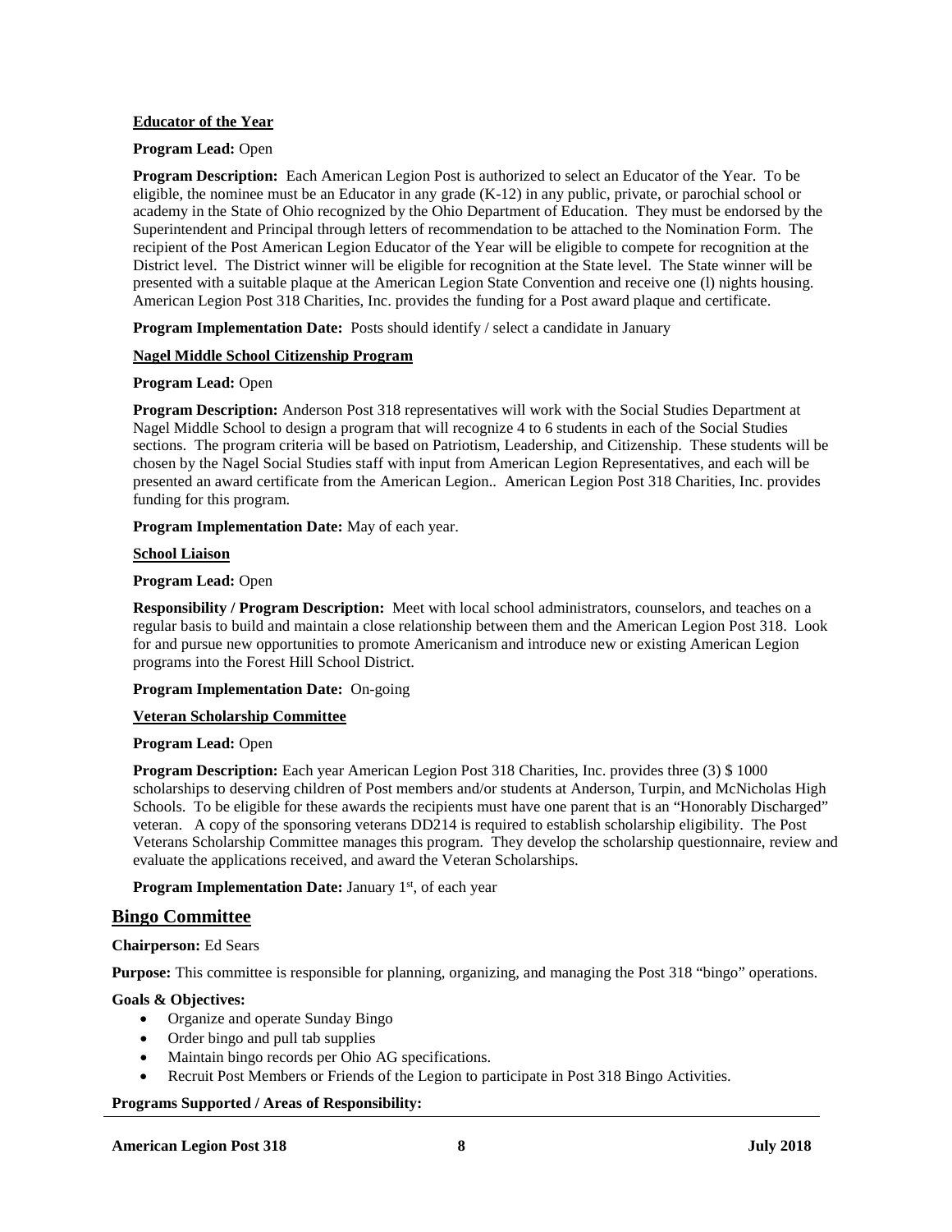**Educator of the Year**

**Program Lead:** Open

**Program Description:** Each American Legion Post is authorized to select an Educator of the Year. To be eligible, the nominee must be an Educator in any grade (K-12) in any public, private, or parochial school or academy in the State of Ohio recognized by the Ohio Department of Education. They must be endorsed by the Superintendent and Principal through letters of recommendation to be attached to the Nomination Form. The recipient of the Post American Legion Educator of the Year will be eligible to compete for recognition at the District level. The District winner will be eligible for recognition at the State level. The State winner will be presented with a suitable plaque at the American Legion State Convention and receive one (l) nights housing. American Legion Post 318 Charities, Inc. provides the funding for a Post award plaque and certificate.

**Program Implementation Date:** Posts should identify / select a candidate in January

**Nagel Middle School Citizenship Program**

**Program Lead:** Open

**Program Description:** Anderson Post 318 representatives will work with the Social Studies Department at Nagel Middle School to design a program that will recognize 4 to 6 students in each of the Social Studies sections. The program criteria will be based on Patriotism, Leadership, and Citizenship. These students will be chosen by the Nagel Social Studies staff with input from American Legion Representatives, and each will be presented an award certificate from the American Legion.. American Legion Post 318 Charities, Inc. provides funding for this program.

**Program Implementation Date:** May of each year.

**School Liaison**

**Program Lead:** Open

**Responsibility / Program Description:** Meet with local school administrators, counselors, and teaches on a regular basis to build and maintain a close relationship between them and the American Legion Post 318. Look for and pursue new opportunities to promote Americanism and introduce new or existing American Legion programs into the Forest Hill School District.

**Program Implementation Date:** On-going

**Veteran Scholarship Committee**

**Program Lead:** Open

**Program Description:** Each year American Legion Post 318 Charities, Inc. provides three (3) $ 1000 scholarships to deserving children of Post members and/or students at Anderson, Turpin, and McNicholas High Schools. To be eligible for these awards the recipients must have one parent that is an "Honorably Discharged" veteran. A copy of the sponsoring veterans DD214 is required to establish scholarship eligibility. The Post Veterans Scholarship Committee manages this program. They develop the scholarship questionnaire, review and evaluate the applications received, and award the Veteran Scholarships.

**Program Implementation Date:** January 1st, of each year

## Bingo Committee

**Chairperson:** Ed Sears

**Purpose:** This committee is responsible for planning, organizing, and managing the Post 318 "bingo" operations.

**Goals & Objectives:**

- Organize and operate Sunday Bingo
- Order bingo and pull tab supplies
- Maintain bingo records per Ohio AG specifications.
- Recruit Post Members or Friends of the Legion to participate in Post 318 Bingo Activities.

**Programs Supported / Areas of Responsibility:**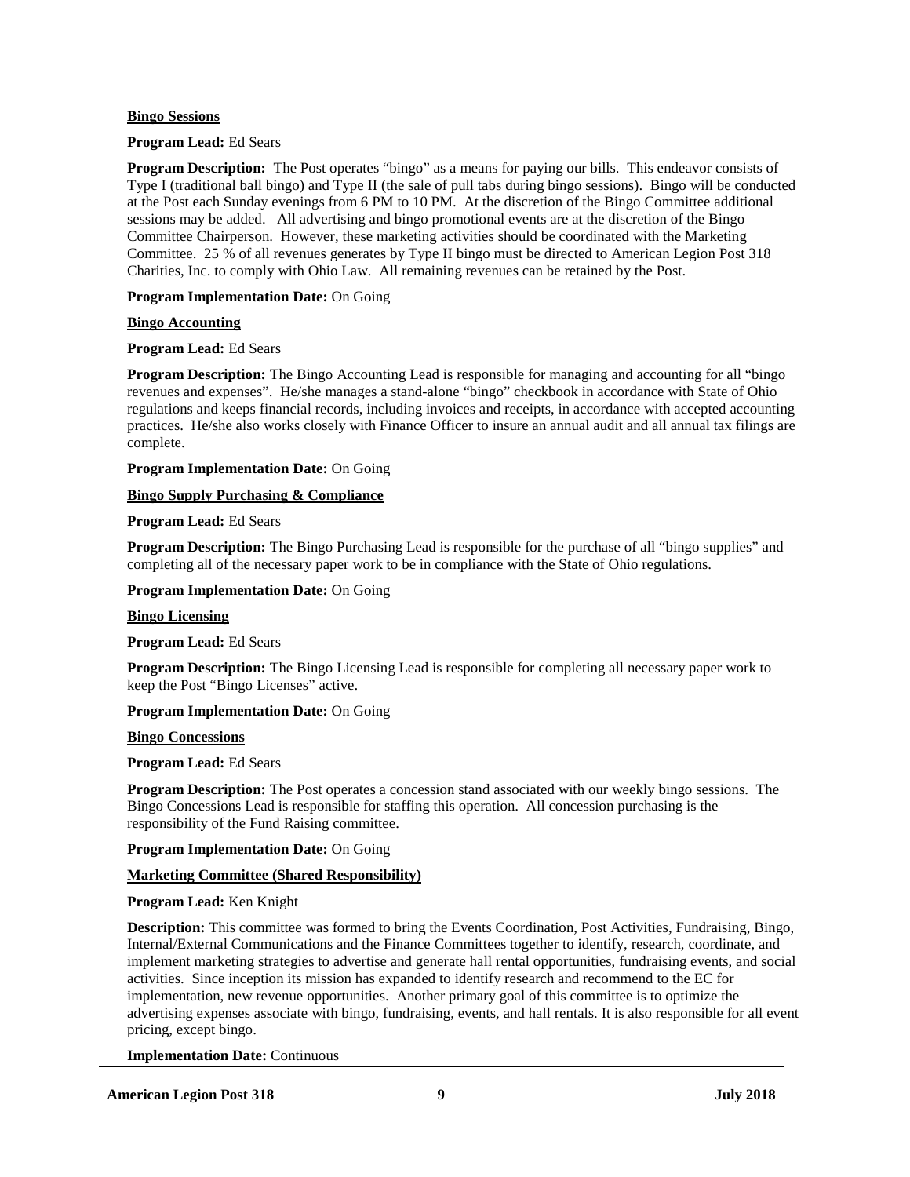**Bingo Sessions**

**Program Lead:** Ed Sears

**Program Description:** The Post operates "bingo" as a means for paying our bills. This endeavor consists of Type I (traditional ball bingo) and Type II (the sale of pull tabs during bingo sessions). Bingo will be conducted at the Post each Sunday evenings from 6 PM to 10 PM. At the discretion of the Bingo Committee additional sessions may be added. All advertising and bingo promotional events are at the discretion of the Bingo Committee Chairperson. However, these marketing activities should be coordinated with the Marketing Committee. 25 % of all revenues generates by Type II bingo must be directed to American Legion Post 318 Charities, Inc. to comply with Ohio Law. All remaining revenues can be retained by the Post.

**Program Implementation Date:** On Going

**Bingo Accounting**

**Program Lead:** Ed Sears

**Program Description:** The Bingo Accounting Lead is responsible for managing and accounting for all "bingo revenues and expenses". He/she manages a stand-alone "bingo" checkbook in accordance with State of Ohio regulations and keeps financial records, including invoices and receipts, in accordance with accepted accounting practices. He/she also works closely with Finance Officer to insure an annual audit and all annual tax filings are complete.

**Program Implementation Date:** On Going

**Bingo Supply Purchasing & Compliance**

**Program Lead:** Ed Sears

**Program Description:** The Bingo Purchasing Lead is responsible for the purchase of all "bingo supplies" and completing all of the necessary paper work to be in compliance with the State of Ohio regulations.

**Program Implementation Date:** On Going

**Bingo Licensing**

**Program Lead:** Ed Sears

**Program Description:** The Bingo Licensing Lead is responsible for completing all necessary paper work to keep the Post "Bingo Licenses" active.

**Program Implementation Date:** On Going

**Bingo Concessions**

**Program Lead:** Ed Sears

**Program Description:** The Post operates a concession stand associated with our weekly bingo sessions. The Bingo Concessions Lead is responsible for staffing this operation. All concession purchasing is the responsibility of the Fund Raising committee.

**Program Implementation Date:** On Going

**Marketing Committee (Shared Responsibility)**

**Program Lead:** Ken Knight

**Description:** This committee was formed to bring the Events Coordination, Post Activities, Fundraising, Bingo, Internal/External Communications and the Finance Committees together to identify, research, coordinate, and implement marketing strategies to advertise and generate hall rental opportunities, fundraising events, and social activities. Since inception its mission has expanded to identify research and recommend to the EC for implementation, new revenue opportunities. Another primary goal of this committee is to optimize the advertising expenses associate with bingo, fundraising, events, and hall rentals. It is also responsible for all event pricing, except bingo.

**Implementation Date:** Continuous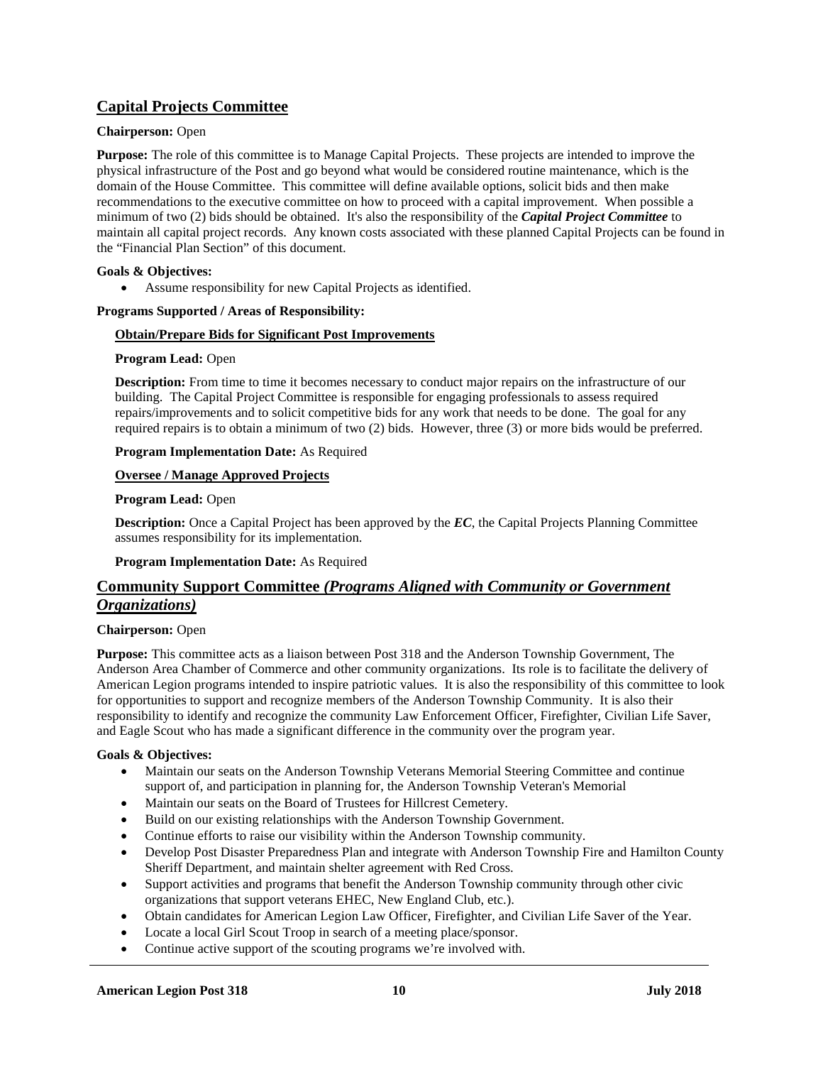## Capital Projects Committee

**Chairperson:** Open

**Purpose:** The role of this committee is to Manage Capital Projects. These projects are intended to improve the physical infrastructure of the Post and go beyond what would be considered routine maintenance, which is the domain of the House Committee. This committee will define available options, solicit bids and then make recommendations to the executive committee on how to proceed with a capital improvement. When possible a minimum of two (2) bids should be obtained. It's also the responsibility of the ***Capital Project Committee*** to maintain all capital project records. Any known costs associated with these planned Capital Projects can be found in the "Financial Plan Section" of this document.

**Goals & Objectives:**

- Assume responsibility for new Capital Projects as identified.

**Programs Supported / Areas of Responsibility:**

**Obtain/Prepare Bids for Significant Post Improvements**

**Program Lead:** Open

**Description:** From time to time it becomes necessary to conduct major repairs on the infrastructure of our building. The Capital Project Committee is responsible for engaging professionals to assess required repairs/improvements and to solicit competitive bids for any work that needs to be done. The goal for any required repairs is to obtain a minimum of two (2) bids. However, three (3) or more bids would be preferred.

**Program Implementation Date:** As Required

**Oversee / Manage Approved Projects**

**Program Lead:** Open

**Description:** Once a Capital Project has been approved by the ***EC***, the Capital Projects Planning Committee assumes responsibility for its implementation.

**Program Implementation Date:** As Required

## Community Support Committee *(Programs Aligned with Community or Government Organizations)*

**Chairperson:** Open

**Purpose:** This committee acts as a liaison between Post 318 and the Anderson Township Government, The Anderson Area Chamber of Commerce and other community organizations. Its role is to facilitate the delivery of American Legion programs intended to inspire patriotic values. It is also the responsibility of this committee to look for opportunities to support and recognize members of the Anderson Township Community. It is also their responsibility to identify and recognize the community Law Enforcement Officer, Firefighter, Civilian Life Saver, and Eagle Scout who has made a significant difference in the community over the program year.

**Goals & Objectives:**

- Maintain our seats on the Anderson Township Veterans Memorial Steering Committee and continue support of, and participation in planning for, the Anderson Township Veteran's Memorial
- Maintain our seats on the Board of Trustees for Hillcrest Cemetery.
- Build on our existing relationships with the Anderson Township Government.
- Continue efforts to raise our visibility within the Anderson Township community.
- Develop Post Disaster Preparedness Plan and integrate with Anderson Township Fire and Hamilton County Sheriff Department, and maintain shelter agreement with Red Cross.
- Support activities and programs that benefit the Anderson Township community through other civic organizations that support veterans EHEC, New England Club, etc.).
- Obtain candidates for American Legion Law Officer, Firefighter, and Civilian Life Saver of the Year.
- Locate a local Girl Scout Troop in search of a meeting place/sponsor.
- Continue active support of the scouting programs we're involved with.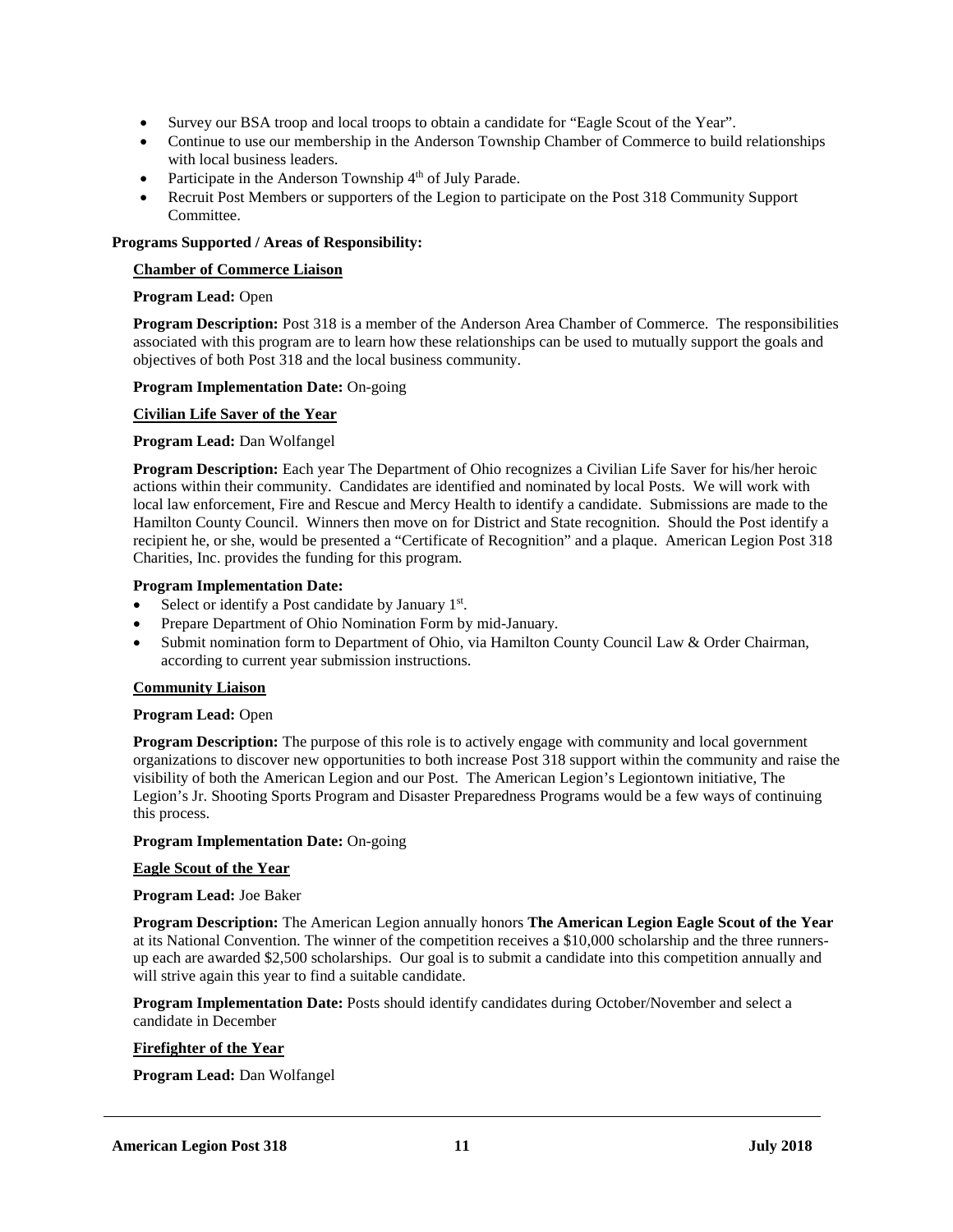- Survey our BSA troop and local troops to obtain a candidate for "Eagle Scout of the Year".
- Continue to use our membership in the Anderson Township Chamber of Commerce to build relationships with local business leaders.
- Participate in the Anderson Township 4th of July Parade.
- Recruit Post Members or supporters of the Legion to participate on the Post 318 Community Support Committee.

**Programs Supported / Areas of Responsibility:**

**Chamber of Commerce Liaison**

**Program Lead:** Open

**Program Description:** Post 318 is a member of the Anderson Area Chamber of Commerce. The responsibilities associated with this program are to learn how these relationships can be used to mutually support the goals and objectives of both Post 318 and the local business community.

**Program Implementation Date:** On-going

**Civilian Life Saver of the Year**

**Program Lead:** Dan Wolfangel

**Program Description:** Each year The Department of Ohio recognizes a Civilian Life Saver for his/her heroic actions within their community. Candidates are identified and nominated by local Posts. We will work with local law enforcement, Fire and Rescue and Mercy Health to identify a candidate. Submissions are made to the Hamilton County Council. Winners then move on for District and State recognition. Should the Post identify a recipient he, or she, would be presented a "Certificate of Recognition" and a plaque. American Legion Post 318 Charities, Inc. provides the funding for this program.

**Program Implementation Date:**

- Select or identify a Post candidate by January 1st.
- Prepare Department of Ohio Nomination Form by mid-January.
- Submit nomination form to Department of Ohio, via Hamilton County Council Law & Order Chairman, according to current year submission instructions.

**Community Liaison**

**Program Lead:** Open

**Program Description:** The purpose of this role is to actively engage with community and local government organizations to discover new opportunities to both increase Post 318 support within the community and raise the visibility of both the American Legion and our Post. The American Legion's Legiontown initiative, The Legion's Jr. Shooting Sports Program and Disaster Preparedness Programs would be a few ways of continuing this process.

**Program Implementation Date:** On-going

**Eagle Scout of the Year**

**Program Lead:** Joe Baker

**Program Description:** The American Legion annually honors **The American Legion Eagle Scout of the Year** at its National Convention. The winner of the competition receives a $10,000 scholarship and the three runners-up each are awarded $2,500 scholarships. Our goal is to submit a candidate into this competition annually and will strive again this year to find a suitable candidate.

**Program Implementation Date:** Posts should identify candidates during October/November and select a candidate in December

**Firefighter of the Year**

**Program Lead:** Dan Wolfangel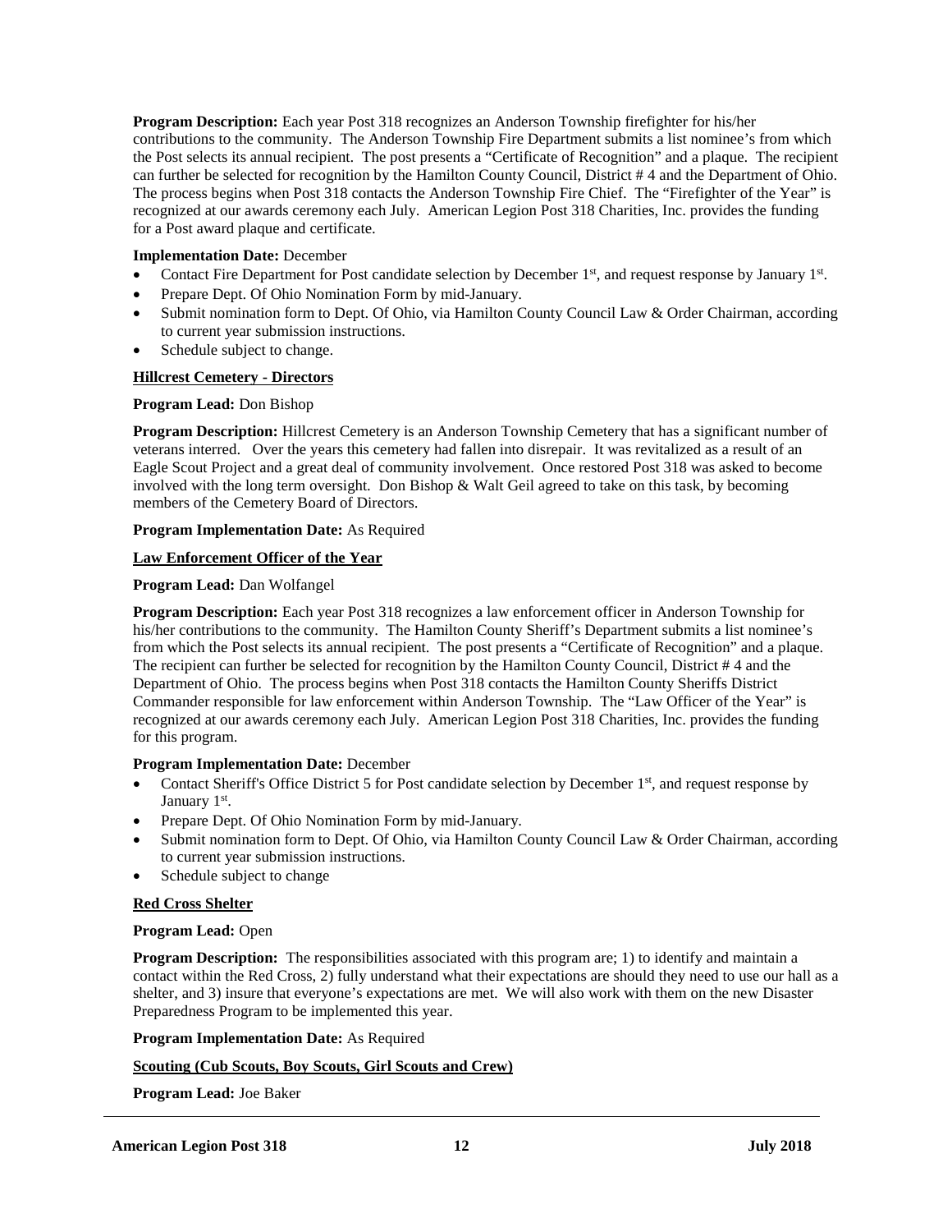**Program Description:** Each year Post 318 recognizes an Anderson Township firefighter for his/her contributions to the community. The Anderson Township Fire Department submits a list nominee's from which the Post selects its annual recipient. The post presents a "Certificate of Recognition" and a plaque. The recipient can further be selected for recognition by the Hamilton County Council, District # 4 and the Department of Ohio. The process begins when Post 318 contacts the Anderson Township Fire Chief. The "Firefighter of the Year" is recognized at our awards ceremony each July. American Legion Post 318 Charities, Inc. provides the funding for a Post award plaque and certificate.

**Implementation Date:** December

- Contact Fire Department for Post candidate selection by December 1st, and request response by January 1st.
- Prepare Dept. Of Ohio Nomination Form by mid-January.
- Submit nomination form to Dept. Of Ohio, via Hamilton County Council Law & Order Chairman, according to current year submission instructions.
- Schedule subject to change.

**Hillcrest Cemetery - Directors**

**Program Lead:** Don Bishop

**Program Description:** Hillcrest Cemetery is an Anderson Township Cemetery that has a significant number of veterans interred. Over the years this cemetery had fallen into disrepair. It was revitalized as a result of an Eagle Scout Project and a great deal of community involvement. Once restored Post 318 was asked to become involved with the long term oversight. Don Bishop & Walt Geil agreed to take on this task, by becoming members of the Cemetery Board of Directors.

**Program Implementation Date:** As Required

**Law Enforcement Officer of the Year**

**Program Lead:** Dan Wolfangel

**Program Description:** Each year Post 318 recognizes a law enforcement officer in Anderson Township for his/her contributions to the community. The Hamilton County Sheriff's Department submits a list nominee's from which the Post selects its annual recipient. The post presents a "Certificate of Recognition" and a plaque. The recipient can further be selected for recognition by the Hamilton County Council, District # 4 and the Department of Ohio. The process begins when Post 318 contacts the Hamilton County Sheriffs District Commander responsible for law enforcement within Anderson Township. The "Law Officer of the Year" is recognized at our awards ceremony each July. American Legion Post 318 Charities, Inc. provides the funding for this program.

**Program Implementation Date:** December

- Contact Sheriff's Office District 5 for Post candidate selection by December 1st, and request response by January 1st.
- Prepare Dept. Of Ohio Nomination Form by mid-January.
- Submit nomination form to Dept. Of Ohio, via Hamilton County Council Law & Order Chairman, according to current year submission instructions.
- Schedule subject to change

**Red Cross Shelter**

**Program Lead:** Open

**Program Description:** The responsibilities associated with this program are; 1) to identify and maintain a contact within the Red Cross, 2) fully understand what their expectations are should they need to use our hall as a shelter, and 3) insure that everyone's expectations are met. We will also work with them on the new Disaster Preparedness Program to be implemented this year.

**Program Implementation Date:** As Required

**Scouting (Cub Scouts, Boy Scouts, Girl Scouts and Crew)**

**Program Lead:** Joe Baker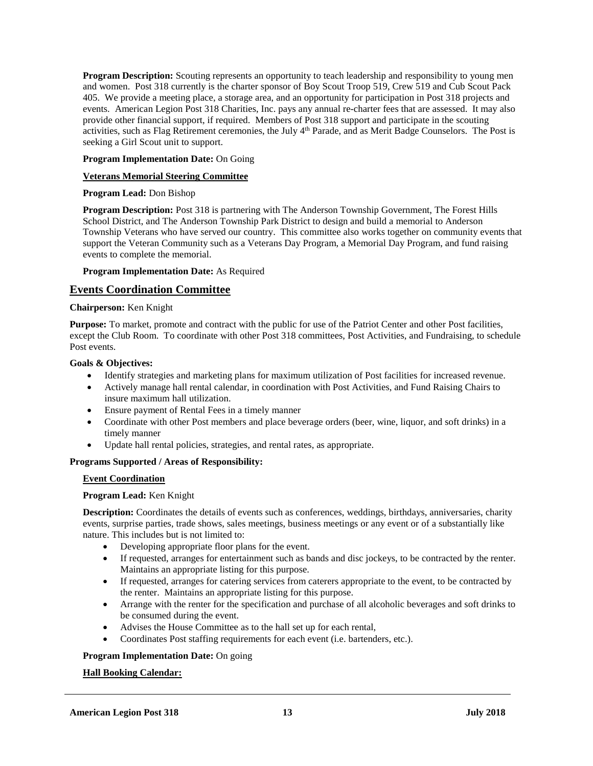**Program Description:** Scouting represents an opportunity to teach leadership and responsibility to young men and women. Post 318 currently is the charter sponsor of Boy Scout Troop 519, Crew 519 and Cub Scout Pack 405. We provide a meeting place, a storage area, and an opportunity for participation in Post 318 projects and events. American Legion Post 318 Charities, Inc. pays any annual re-charter fees that are assessed. It may also provide other financial support, if required. Members of Post 318 support and participate in the scouting activities, such as Flag Retirement ceremonies, the July 4th Parade, and as Merit Badge Counselors. The Post is seeking a Girl Scout unit to support.

**Program Implementation Date:** On Going

**Veterans Memorial Steering Committee**

**Program Lead:** Don Bishop

**Program Description:** Post 318 is partnering with The Anderson Township Government, The Forest Hills School District, and The Anderson Township Park District to design and build a memorial to Anderson Township Veterans who have served our country. This committee also works together on community events that support the Veteran Community such as a Veterans Day Program, a Memorial Day Program, and fund raising events to complete the memorial.

**Program Implementation Date:** As Required

## Events Coordination Committee

**Chairperson:** Ken Knight

**Purpose:** To market, promote and contract with the public for use of the Patriot Center and other Post facilities, except the Club Room. To coordinate with other Post 318 committees, Post Activities, and Fundraising, to schedule Post events.

**Goals & Objectives:**

- Identify strategies and marketing plans for maximum utilization of Post facilities for increased revenue.
- Actively manage hall rental calendar, in coordination with Post Activities, and Fund Raising Chairs to insure maximum hall utilization.
- Ensure payment of Rental Fees in a timely manner
- Coordinate with other Post members and place beverage orders (beer, wine, liquor, and soft drinks) in a timely manner
- Update hall rental policies, strategies, and rental rates, as appropriate.

**Programs Supported / Areas of Responsibility:**

**Event Coordination**

**Program Lead:** Ken Knight

**Description:** Coordinates the details of events such as conferences, weddings, birthdays, anniversaries, charity events, surprise parties, trade shows, sales meetings, business meetings or any event or of a substantially like nature. This includes but is not limited to:

- Developing appropriate floor plans for the event.
- If requested, arranges for entertainment such as bands and disc jockeys, to be contracted by the renter. Maintains an appropriate listing for this purpose.
- If requested, arranges for catering services from caterers appropriate to the event, to be contracted by the renter. Maintains an appropriate listing for this purpose.
- Arrange with the renter for the specification and purchase of all alcoholic beverages and soft drinks to be consumed during the event.
- Advises the House Committee as to the hall set up for each rental,
- Coordinates Post staffing requirements for each event (i.e. bartenders, etc.).

**Program Implementation Date:** On going

**Hall Booking Calendar:**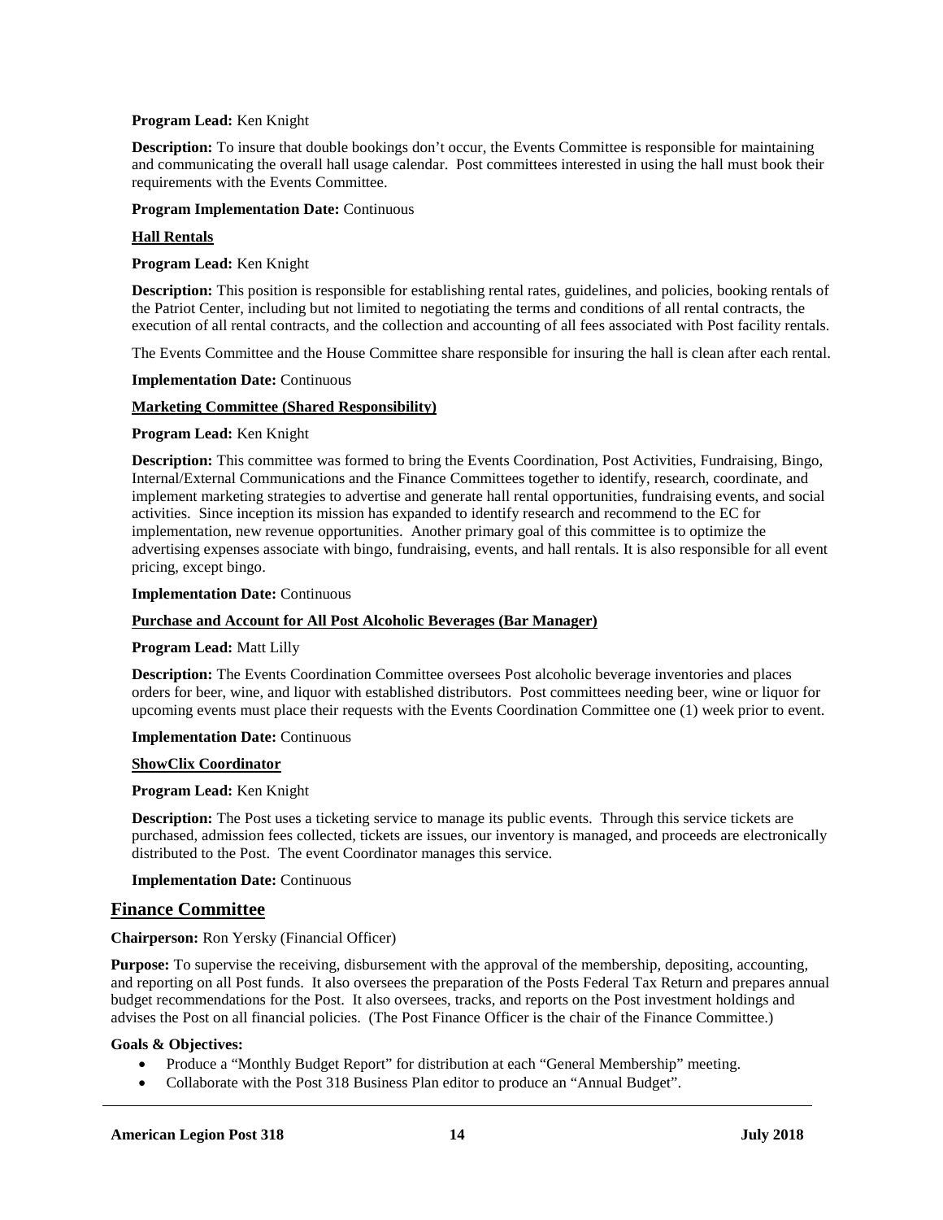**Program Lead:** Ken Knight

**Description:** To insure that double bookings don't occur, the Events Committee is responsible for maintaining and communicating the overall hall usage calendar. Post committees interested in using the hall must book their requirements with the Events Committee.

**Program Implementation Date:** Continuous

**Hall Rentals**

**Program Lead:** Ken Knight

**Description:** This position is responsible for establishing rental rates, guidelines, and policies, booking rentals of the Patriot Center, including but not limited to negotiating the terms and conditions of all rental contracts, the execution of all rental contracts, and the collection and accounting of all fees associated with Post facility rentals.

The Events Committee and the House Committee share responsible for insuring the hall is clean after each rental.

**Implementation Date:** Continuous

**Marketing Committee (Shared Responsibility)**

**Program Lead:** Ken Knight

**Description:** This committee was formed to bring the Events Coordination, Post Activities, Fundraising, Bingo, Internal/External Communications and the Finance Committees together to identify, research, coordinate, and implement marketing strategies to advertise and generate hall rental opportunities, fundraising events, and social activities. Since inception its mission has expanded to identify research and recommend to the EC for implementation, new revenue opportunities. Another primary goal of this committee is to optimize the advertising expenses associate with bingo, fundraising, events, and hall rentals. It is also responsible for all event pricing, except bingo.

**Implementation Date:** Continuous

**Purchase and Account for All Post Alcoholic Beverages (Bar Manager)**

**Program Lead:** Matt Lilly

**Description:** The Events Coordination Committee oversees Post alcoholic beverage inventories and places orders for beer, wine, and liquor with established distributors. Post committees needing beer, wine or liquor for upcoming events must place their requests with the Events Coordination Committee one (1) week prior to event.

**Implementation Date:** Continuous

**ShowClix Coordinator**

**Program Lead:** Ken Knight

**Description:** The Post uses a ticketing service to manage its public events. Through this service tickets are purchased, admission fees collected, tickets are issues, our inventory is managed, and proceeds are electronically distributed to the Post. The event Coordinator manages this service.

**Implementation Date:** Continuous

## Finance Committee

**Chairperson:** Ron Yersky (Financial Officer)

**Purpose:** To supervise the receiving, disbursement with the approval of the membership, depositing, accounting, and reporting on all Post funds. It also oversees the preparation of the Posts Federal Tax Return and prepares annual budget recommendations for the Post. It also oversees, tracks, and reports on the Post investment holdings and advises the Post on all financial policies. (The Post Finance Officer is the chair of the Finance Committee.)

**Goals & Objectives:**

- Produce a "Monthly Budget Report" for distribution at each "General Membership" meeting.
- Collaborate with the Post 318 Business Plan editor to produce an "Annual Budget".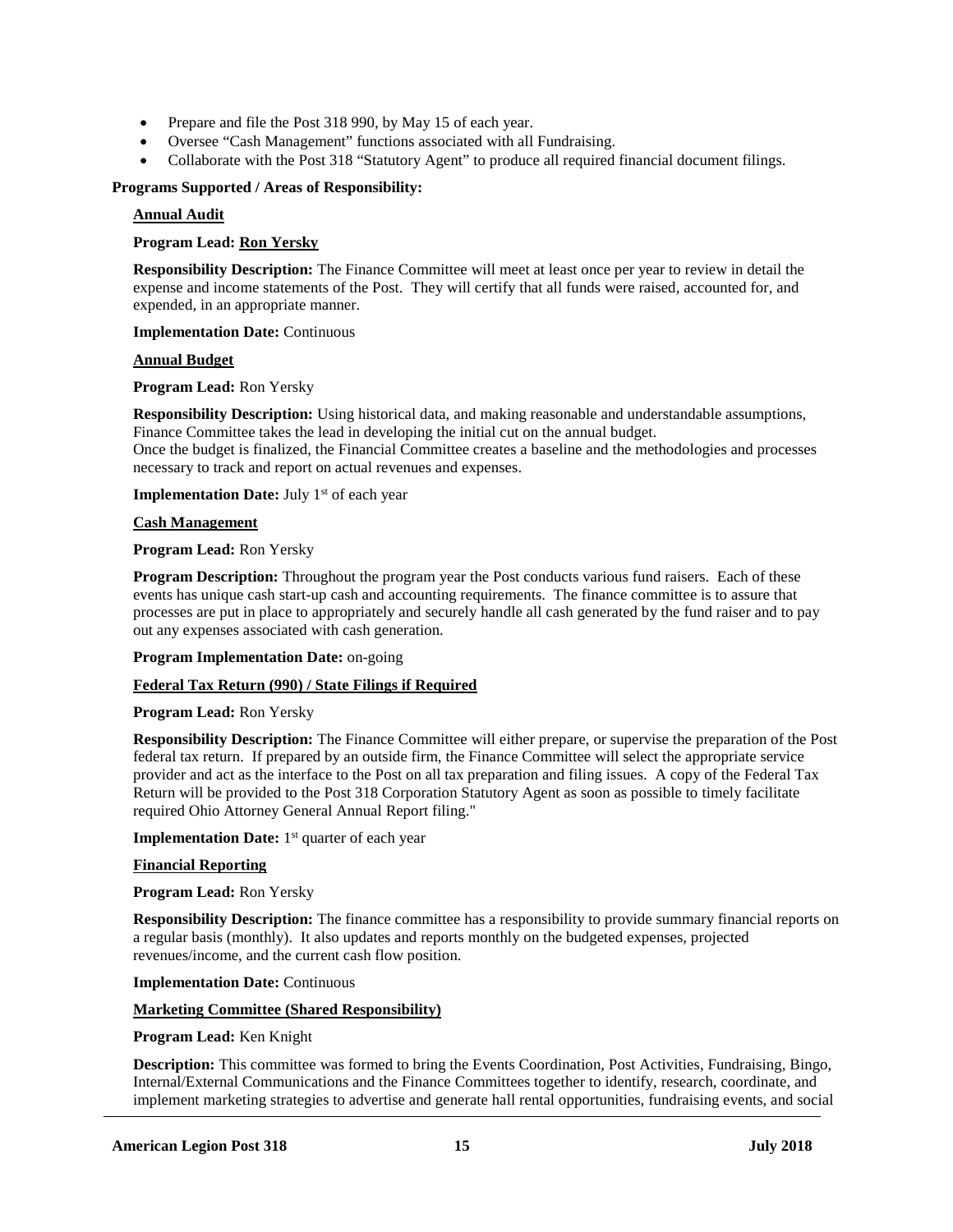- Prepare and file the Post 318 990, by May 15 of each year.
- Oversee "Cash Management" functions associated with all Fundraising.
- Collaborate with the Post 318 "Statutory Agent" to produce all required financial document filings.

**Programs Supported / Areas of Responsibility:**

**Annual Audit**

**Program Lead: Ron Yersky**

**Responsibility Description:** The Finance Committee will meet at least once per year to review in detail the expense and income statements of the Post. They will certify that all funds were raised, accounted for, and expended, in an appropriate manner.

**Implementation Date:** Continuous

**Annual Budget**

**Program Lead:** Ron Yersky

**Responsibility Description:** Using historical data, and making reasonable and understandable assumptions, Finance Committee takes the lead in developing the initial cut on the annual budget.
Once the budget is finalized, the Financial Committee creates a baseline and the methodologies and processes necessary to track and report on actual revenues and expenses.

**Implementation Date:** July 1st of each year

**Cash Management**

**Program Lead:** Ron Yersky

**Program Description:** Throughout the program year the Post conducts various fund raisers. Each of these events has unique cash start-up cash and accounting requirements. The finance committee is to assure that processes are put in place to appropriately and securely handle all cash generated by the fund raiser and to pay out any expenses associated with cash generation.

**Program Implementation Date:** on-going

**Federal Tax Return (990) / State Filings if Required**

**Program Lead:** Ron Yersky

**Responsibility Description:** The Finance Committee will either prepare, or supervise the preparation of the Post federal tax return. If prepared by an outside firm, the Finance Committee will select the appropriate service provider and act as the interface to the Post on all tax preparation and filing issues. A copy of the Federal Tax Return will be provided to the Post 318 Corporation Statutory Agent as soon as possible to timely facilitate required Ohio Attorney General Annual Report filing."

**Implementation Date:** 1st quarter of each year

**Financial Reporting**

**Program Lead:** Ron Yersky

**Responsibility Description:** The finance committee has a responsibility to provide summary financial reports on a regular basis (monthly). It also updates and reports monthly on the budgeted expenses, projected revenues/income, and the current cash flow position.

**Implementation Date:** Continuous

**Marketing Committee (Shared Responsibility)**

**Program Lead:** Ken Knight

**Description:** This committee was formed to bring the Events Coordination, Post Activities, Fundraising, Bingo, Internal/External Communications and the Finance Committees together to identify, research, coordinate, and implement marketing strategies to advertise and generate hall rental opportunities, fundraising events, and social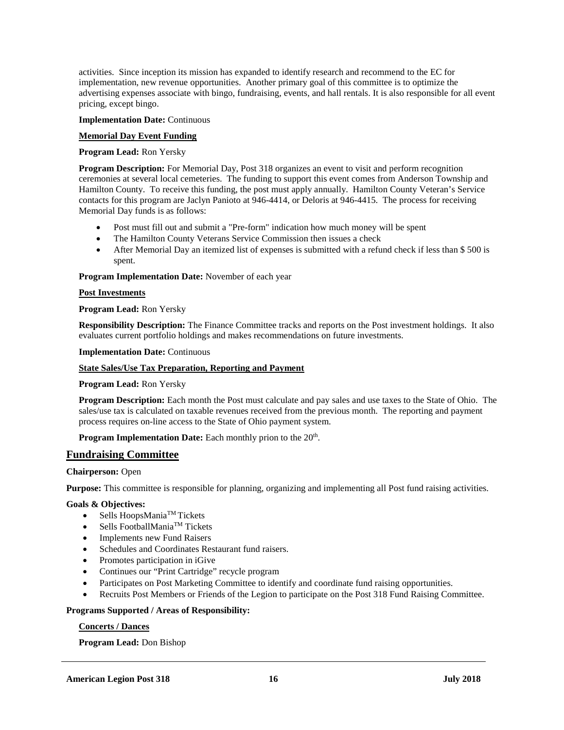activities. Since inception its mission has expanded to identify research and recommend to the EC for implementation, new revenue opportunities. Another primary goal of this committee is to optimize the advertising expenses associate with bingo, fundraising, events, and hall rentals. It is also responsible for all event pricing, except bingo.

**Implementation Date:** Continuous

**Memorial Day Event Funding**

**Program Lead:** Ron Yersky

**Program Description:** For Memorial Day, Post 318 organizes an event to visit and perform recognition ceremonies at several local cemeteries. The funding to support this event comes from Anderson Township and Hamilton County. To receive this funding, the post must apply annually. Hamilton County Veteran's Service contacts for this program are Jaclyn Panioto at 946-4414, or Deloris at 946-4415. The process for receiving Memorial Day funds is as follows:

- Post must fill out and submit a "Pre-form" indication how much money will be spent
- The Hamilton County Veterans Service Commission then issues a check
- After Memorial Day an itemized list of expenses is submitted with a refund check if less than $ 500 is spent.

**Program Implementation Date:** November of each year

**Post Investments**

**Program Lead:** Ron Yersky

**Responsibility Description:** The Finance Committee tracks and reports on the Post investment holdings. It also evaluates current portfolio holdings and makes recommendations on future investments.

**Implementation Date:** Continuous

**State Sales/Use Tax Preparation, Reporting and Payment**

**Program Lead:** Ron Yersky

**Program Description:** Each month the Post must calculate and pay sales and use taxes to the State of Ohio. The sales/use tax is calculated on taxable revenues received from the previous month. The reporting and payment process requires on-line access to the State of Ohio payment system.

**Program Implementation Date:** Each monthly prion to the 20th.

## Fundraising Committee

**Chairperson:** Open

**Purpose:** This committee is responsible for planning, organizing and implementing all Post fund raising activities.

**Goals & Objectives:**

- Sells HoopsMania™ Tickets
- Sells FootballMania™ Tickets
- Implements new Fund Raisers
- Schedules and Coordinates Restaurant fund raisers.
- Promotes participation in iGive
- Continues our "Print Cartridge" recycle program
- Participates on Post Marketing Committee to identify and coordinate fund raising opportunities.
- Recruits Post Members or Friends of the Legion to participate on the Post 318 Fund Raising Committee.

**Programs Supported / Areas of Responsibility:**

**Concerts / Dances**

**Program Lead:** Don Bishop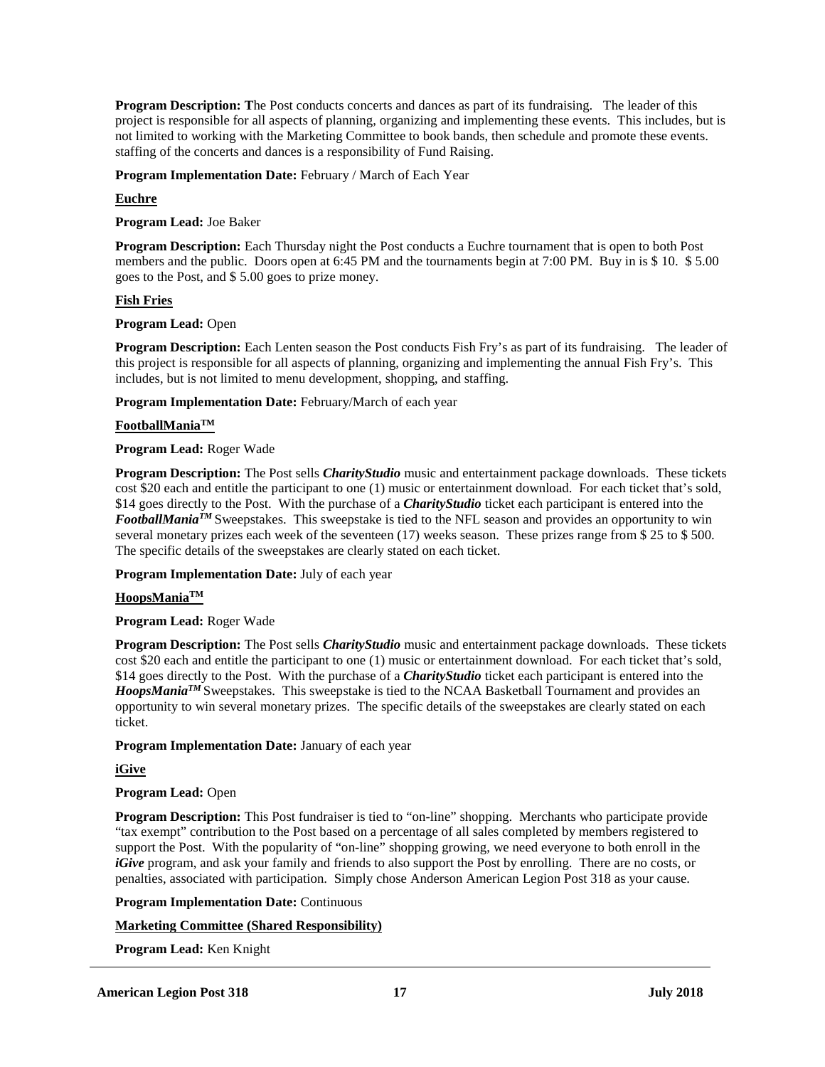**Program Description: T**he Post conducts concerts and dances as part of its fundraising. The leader of this project is responsible for all aspects of planning, organizing and implementing these events. This includes, but is not limited to working with the Marketing Committee to book bands, then schedule and promote these events. staffing of the concerts and dances is a responsibility of Fund Raising.

**Program Implementation Date:** February / March of Each Year

**Euchre**

**Program Lead:** Joe Baker

**Program Description:** Each Thursday night the Post conducts a Euchre tournament that is open to both Post members and the public. Doors open at 6:45 PM and the tournaments begin at 7:00 PM. Buy in is $ 10. $ 5.00 goes to the Post, and $ 5.00 goes to prize money.

**Fish Fries**

**Program Lead:** Open

**Program Description:** Each Lenten season the Post conducts Fish Fry's as part of its fundraising. The leader of this project is responsible for all aspects of planning, organizing and implementing the annual Fish Fry's. This includes, but is not limited to menu development, shopping, and staffing.

**Program Implementation Date:** February/March of each year

**FootballMania™**

**Program Lead:** Roger Wade

**Program Description:** The Post sells ***CharityStudio*** music and entertainment package downloads. These tickets cost $20 each and entitle the participant to one (1) music or entertainment download. For each ticket that's sold, $14 goes directly to the Post. With the purchase of a ***CharityStudio*** ticket each participant is entered into the ***FootballMania™*** Sweepstakes. This sweepstake is tied to the NFL season and provides an opportunity to win several monetary prizes each week of the seventeen (17) weeks season. These prizes range from $ 25 to $ 500. The specific details of the sweepstakes are clearly stated on each ticket.

**Program Implementation Date:** July of each year

**HoopsMania™**

**Program Lead:** Roger Wade

**Program Description:** The Post sells ***CharityStudio*** music and entertainment package downloads. These tickets cost $20 each and entitle the participant to one (1) music or entertainment download. For each ticket that's sold, $14 goes directly to the Post. With the purchase of a ***CharityStudio*** ticket each participant is entered into the ***HoopsMania™*** Sweepstakes. This sweepstake is tied to the NCAA Basketball Tournament and provides an opportunity to win several monetary prizes. The specific details of the sweepstakes are clearly stated on each ticket.

**Program Implementation Date:** January of each year

**iGive**

**Program Lead:** Open

**Program Description:** This Post fundraiser is tied to "on-line" shopping. Merchants who participate provide "tax exempt" contribution to the Post based on a percentage of all sales completed by members registered to support the Post. With the popularity of "on-line" shopping growing, we need everyone to both enroll in the ***iGive*** program, and ask your family and friends to also support the Post by enrolling. There are no costs, or penalties, associated with participation. Simply chose Anderson American Legion Post 318 as your cause.

**Program Implementation Date:** Continuous

**Marketing Committee (Shared Responsibility)**

**Program Lead:** Ken Knight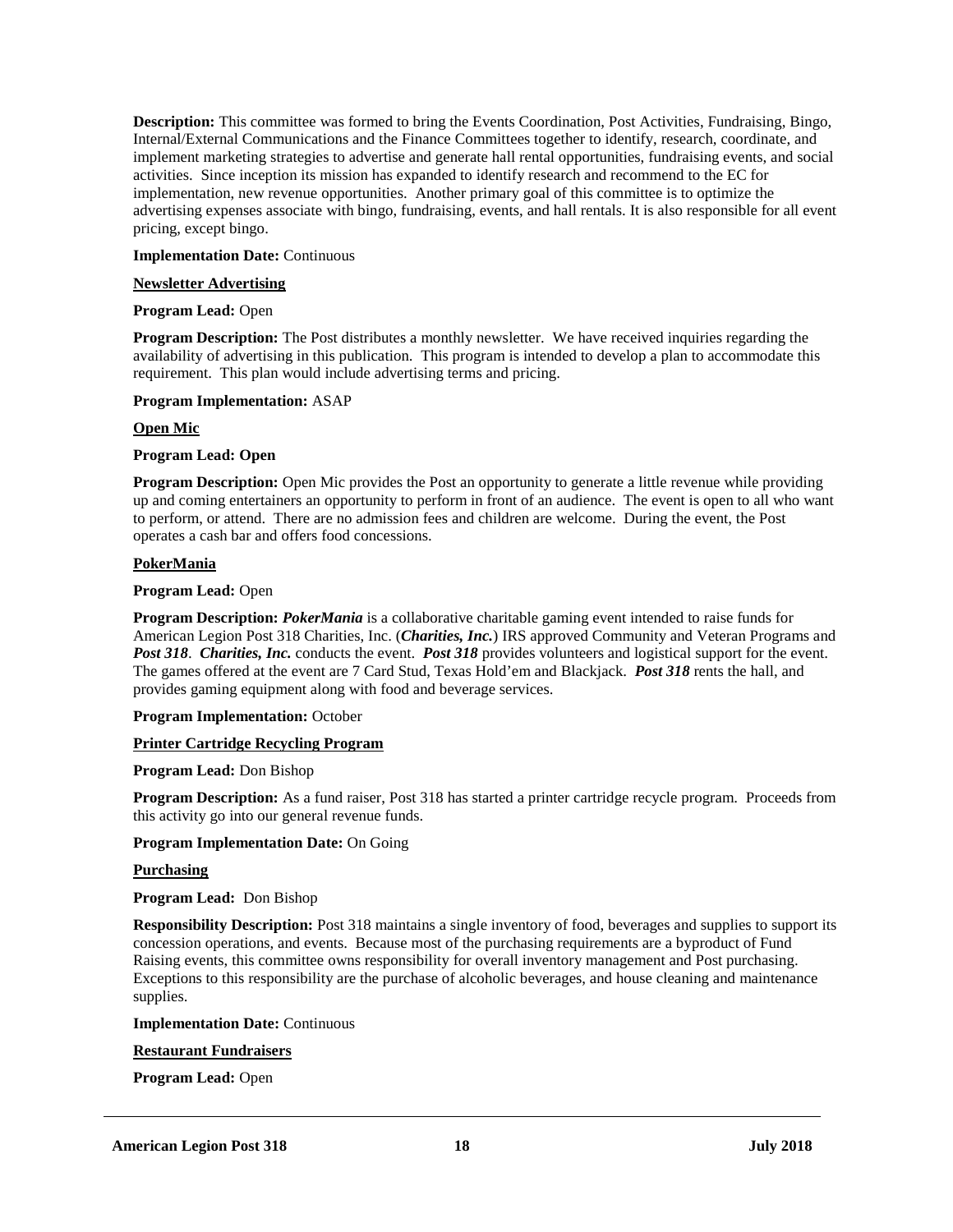**Description:** This committee was formed to bring the Events Coordination, Post Activities, Fundraising, Bingo, Internal/External Communications and the Finance Committees together to identify, research, coordinate, and implement marketing strategies to advertise and generate hall rental opportunities, fundraising events, and social activities. Since inception its mission has expanded to identify research and recommend to the EC for implementation, new revenue opportunities. Another primary goal of this committee is to optimize the advertising expenses associate with bingo, fundraising, events, and hall rentals. It is also responsible for all event pricing, except bingo.

**Implementation Date:** Continuous

**Newsletter Advertising**

**Program Lead:** Open

**Program Description:** The Post distributes a monthly newsletter. We have received inquiries regarding the availability of advertising in this publication. This program is intended to develop a plan to accommodate this requirement. This plan would include advertising terms and pricing.

**Program Implementation:** ASAP

**Open Mic**

**Program Lead: Open**

**Program Description:** Open Mic provides the Post an opportunity to generate a little revenue while providing up and coming entertainers an opportunity to perform in front of an audience. The event is open to all who want to perform, or attend. There are no admission fees and children are welcome. During the event, the Post operates a cash bar and offers food concessions.

**PokerMania**

**Program Lead:** Open

**Program Description:** ***PokerMania*** is a collaborative charitable gaming event intended to raise funds for American Legion Post 318 Charities, Inc. (***Charities, Inc.***) IRS approved Community and Veteran Programs and ***Post 318***. ***Charities, Inc.*** conducts the event. ***Post 318*** provides volunteers and logistical support for the event. The games offered at the event are 7 Card Stud, Texas Hold'em and Blackjack. ***Post 318*** rents the hall, and provides gaming equipment along with food and beverage services.

**Program Implementation:** October

**Printer Cartridge Recycling Program**

**Program Lead:** Don Bishop

**Program Description:** As a fund raiser, Post 318 has started a printer cartridge recycle program. Proceeds from this activity go into our general revenue funds.

**Program Implementation Date:** On Going

**Purchasing**

**Program Lead:** Don Bishop

**Responsibility Description:** Post 318 maintains a single inventory of food, beverages and supplies to support its concession operations, and events. Because most of the purchasing requirements are a byproduct of Fund Raising events, this committee owns responsibility for overall inventory management and Post purchasing. Exceptions to this responsibility are the purchase of alcoholic beverages, and house cleaning and maintenance supplies.

**Implementation Date:** Continuous

**Restaurant Fundraisers**

**Program Lead:** Open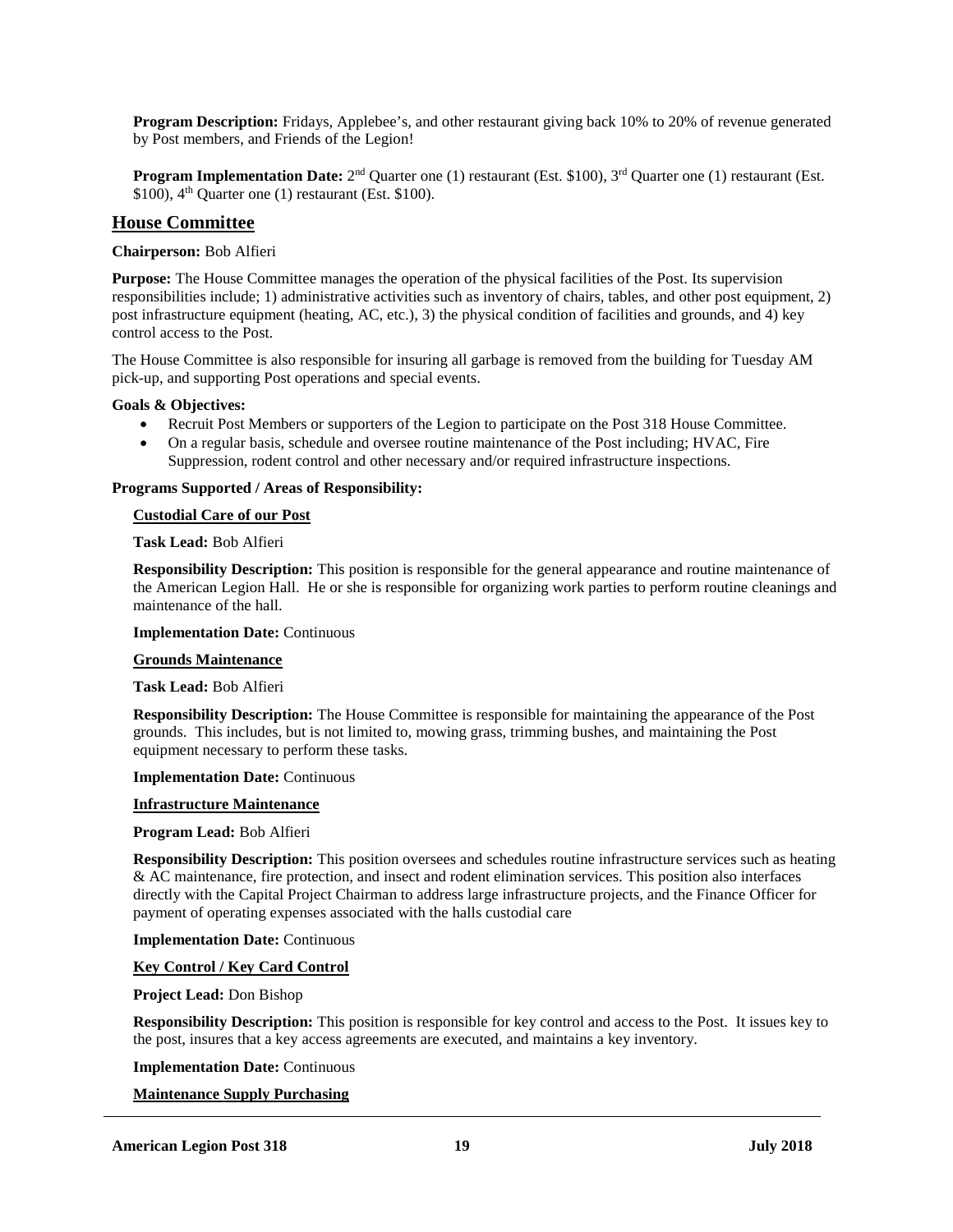**Program Description:** Fridays, Applebee's, and other restaurant giving back 10% to 20% of revenue generated by Post members, and Friends of the Legion!

**Program Implementation Date:** 2nd Quarter one (1) restaurant (Est. $100), 3rd Quarter one (1) restaurant (Est. $100), 4th Quarter one (1) restaurant (Est. $100).

## House Committee

**Chairperson:** Bob Alfieri

**Purpose:** The House Committee manages the operation of the physical facilities of the Post. Its supervision responsibilities include; 1) administrative activities such as inventory of chairs, tables, and other post equipment, 2) post infrastructure equipment (heating, AC, etc.), 3) the physical condition of facilities and grounds, and 4) key control access to the Post.

The House Committee is also responsible for insuring all garbage is removed from the building for Tuesday AM pick-up, and supporting Post operations and special events.

**Goals & Objectives:**

- Recruit Post Members or supporters of the Legion to participate on the Post 318 House Committee.
- On a regular basis, schedule and oversee routine maintenance of the Post including; HVAC, Fire Suppression, rodent control and other necessary and/or required infrastructure inspections.

**Programs Supported / Areas of Responsibility:**

**Custodial Care of our Post**

**Task Lead:** Bob Alfieri

**Responsibility Description:** This position is responsible for the general appearance and routine maintenance of the American Legion Hall. He or she is responsible for organizing work parties to perform routine cleanings and maintenance of the hall.

**Implementation Date:** Continuous

**Grounds Maintenance**

**Task Lead:** Bob Alfieri

**Responsibility Description:** The House Committee is responsible for maintaining the appearance of the Post grounds. This includes, but is not limited to, mowing grass, trimming bushes, and maintaining the Post equipment necessary to perform these tasks.

**Implementation Date:** Continuous

**Infrastructure Maintenance**

**Program Lead:** Bob Alfieri

**Responsibility Description:** This position oversees and schedules routine infrastructure services such as heating & AC maintenance, fire protection, and insect and rodent elimination services. This position also interfaces directly with the Capital Project Chairman to address large infrastructure projects, and the Finance Officer for payment of operating expenses associated with the halls custodial care

**Implementation Date:** Continuous

**Key Control / Key Card Control**

**Project Lead:** Don Bishop

**Responsibility Description:** This position is responsible for key control and access to the Post. It issues key to the post, insures that a key access agreements are executed, and maintains a key inventory.

**Implementation Date:** Continuous

**Maintenance Supply Purchasing**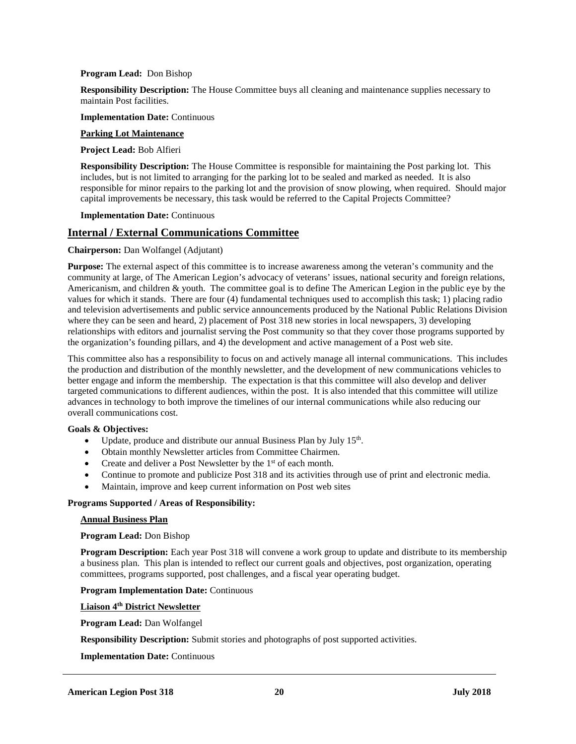**Program Lead:** Don Bishop

**Responsibility Description:** The House Committee buys all cleaning and maintenance supplies necessary to maintain Post facilities.

**Implementation Date:** Continuous

**Parking Lot Maintenance**

**Project Lead:** Bob Alfieri

**Responsibility Description:** The House Committee is responsible for maintaining the Post parking lot. This includes, but is not limited to arranging for the parking lot to be sealed and marked as needed. It is also responsible for minor repairs to the parking lot and the provision of snow plowing, when required. Should major capital improvements be necessary, this task would be referred to the Capital Projects Committee?

**Implementation Date:** Continuous

## Internal / External Communications Committee

**Chairperson:** Dan Wolfangel (Adjutant)

**Purpose:** The external aspect of this committee is to increase awareness among the veteran's community and the community at large, of The American Legion's advocacy of veterans' issues, national security and foreign relations, Americanism, and children & youth. The committee goal is to define The American Legion in the public eye by the values for which it stands. There are four (4) fundamental techniques used to accomplish this task; 1) placing radio and television advertisements and public service announcements produced by the National Public Relations Division where they can be seen and heard, 2) placement of Post 318 new stories in local newspapers, 3) developing relationships with editors and journalist serving the Post community so that they cover those programs supported by the organization's founding pillars, and 4) the development and active management of a Post web site.

This committee also has a responsibility to focus on and actively manage all internal communications. This includes the production and distribution of the monthly newsletter, and the development of new communications vehicles to better engage and inform the membership. The expectation is that this committee will also develop and deliver targeted communications to different audiences, within the post. It is also intended that this committee will utilize advances in technology to both improve the timelines of our internal communications while also reducing our overall communications cost.

**Goals & Objectives:**

- Update, produce and distribute our annual Business Plan by July 15th.
- Obtain monthly Newsletter articles from Committee Chairmen.
- Create and deliver a Post Newsletter by the 1st of each month.
- Continue to promote and publicize Post 318 and its activities through use of print and electronic media.
- Maintain, improve and keep current information on Post web sites

**Programs Supported / Areas of Responsibility:**

**Annual Business Plan**

**Program Lead:** Don Bishop

**Program Description:** Each year Post 318 will convene a work group to update and distribute to its membership a business plan. This plan is intended to reflect our current goals and objectives, post organization, operating committees, programs supported, post challenges, and a fiscal year operating budget.

**Program Implementation Date:** Continuous

**Liaison 4th District Newsletter**

**Program Lead:** Dan Wolfangel

**Responsibility Description:** Submit stories and photographs of post supported activities.

**Implementation Date:** Continuous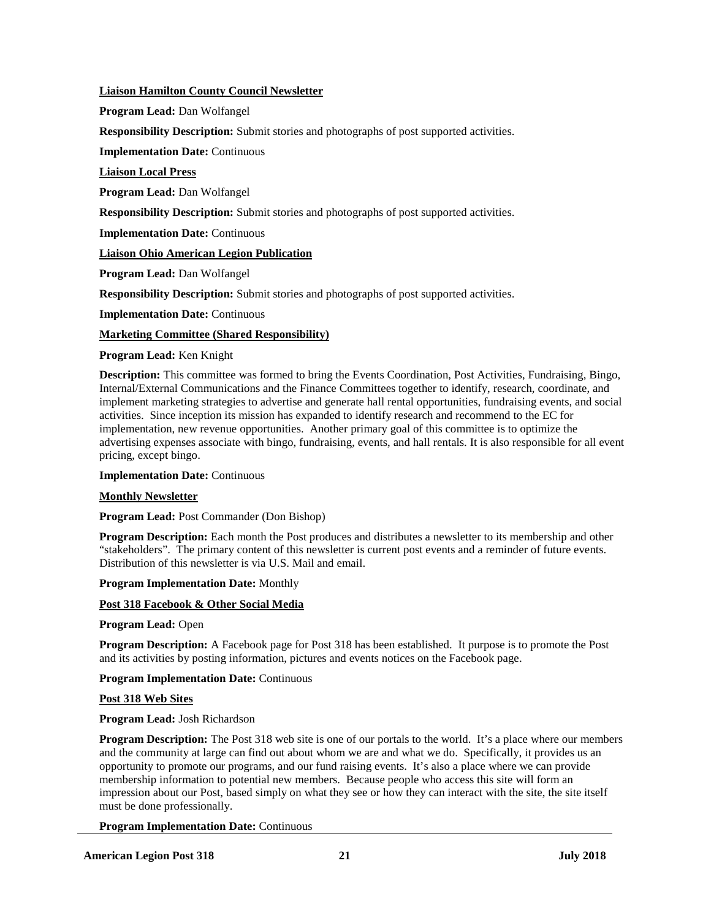**Liaison Hamilton County Council Newsletter**

**Program Lead:** Dan Wolfangel

**Responsibility Description:** Submit stories and photographs of post supported activities.

**Implementation Date:** Continuous

**Liaison Local Press**

**Program Lead:** Dan Wolfangel

**Responsibility Description:** Submit stories and photographs of post supported activities.

**Implementation Date:** Continuous

**Liaison Ohio American Legion Publication**

**Program Lead:** Dan Wolfangel

**Responsibility Description:** Submit stories and photographs of post supported activities.

**Implementation Date:** Continuous

**Marketing Committee (Shared Responsibility)**

**Program Lead:** Ken Knight

**Description:** This committee was formed to bring the Events Coordination, Post Activities, Fundraising, Bingo, Internal/External Communications and the Finance Committees together to identify, research, coordinate, and implement marketing strategies to advertise and generate hall rental opportunities, fundraising events, and social activities. Since inception its mission has expanded to identify research and recommend to the EC for implementation, new revenue opportunities. Another primary goal of this committee is to optimize the advertising expenses associate with bingo, fundraising, events, and hall rentals. It is also responsible for all event pricing, except bingo.

**Implementation Date:** Continuous

**Monthly Newsletter**

**Program Lead:** Post Commander (Don Bishop)

**Program Description:** Each month the Post produces and distributes a newsletter to its membership and other "stakeholders". The primary content of this newsletter is current post events and a reminder of future events. Distribution of this newsletter is via U.S. Mail and email.

**Program Implementation Date:** Monthly

**Post 318 Facebook & Other Social Media**

**Program Lead:** Open

**Program Description:** A Facebook page for Post 318 has been established. It purpose is to promote the Post and its activities by posting information, pictures and events notices on the Facebook page.

**Program Implementation Date:** Continuous

**Post 318 Web Sites**

**Program Lead:** Josh Richardson

**Program Description:** The Post 318 web site is one of our portals to the world. It's a place where our members and the community at large can find out about whom we are and what we do. Specifically, it provides us an opportunity to promote our programs, and our fund raising events. It's also a place where we can provide membership information to potential new members. Because people who access this site will form an impression about our Post, based simply on what they see or how they can interact with the site, the site itself must be done professionally.

**Program Implementation Date:** Continuous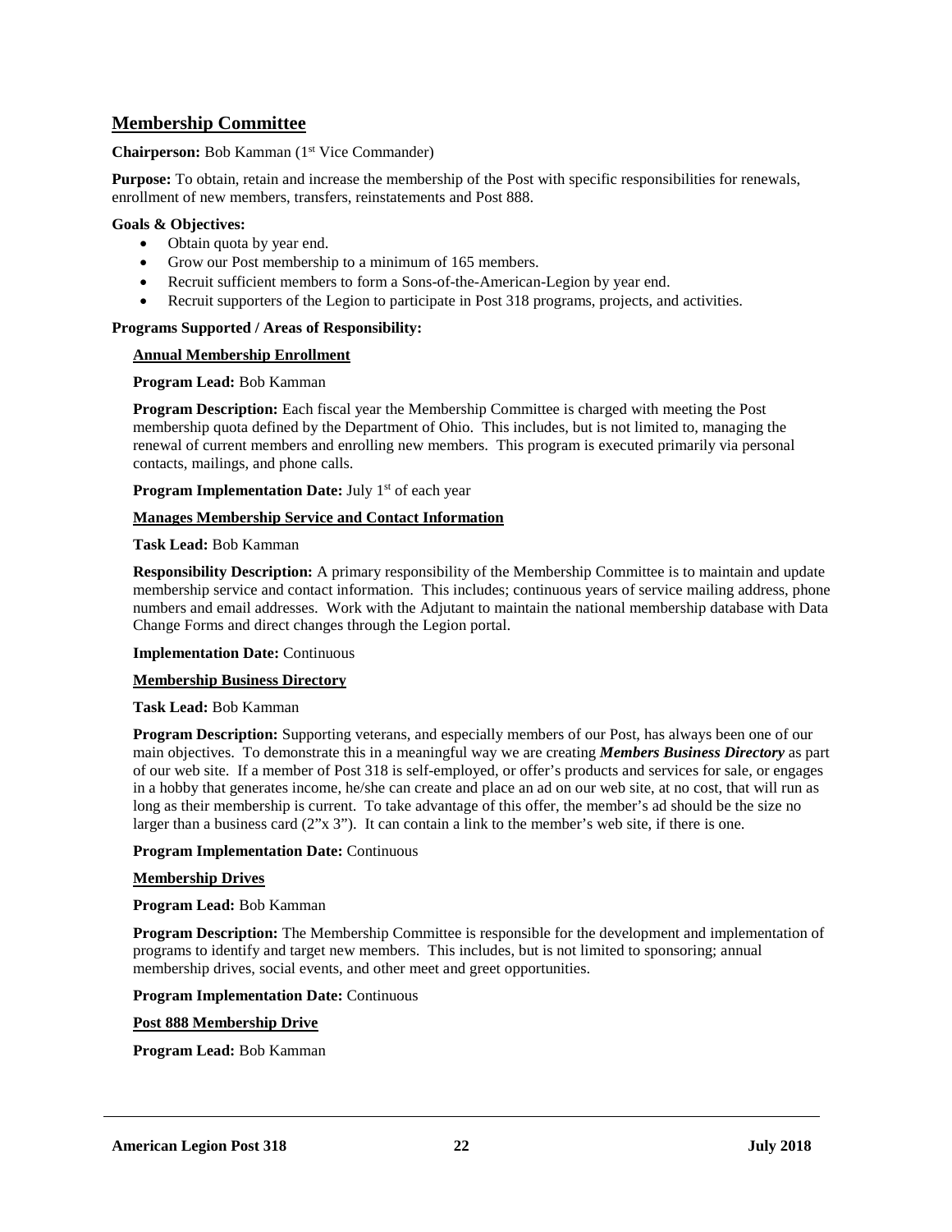## Membership Committee

**Chairperson:** Bob Kamman (1st Vice Commander)

**Purpose:** To obtain, retain and increase the membership of the Post with specific responsibilities for renewals, enrollment of new members, transfers, reinstatements and Post 888.

**Goals & Objectives:**

- Obtain quota by year end.
- Grow our Post membership to a minimum of 165 members.
- Recruit sufficient members to form a Sons-of-the-American-Legion by year end.
- Recruit supporters of the Legion to participate in Post 318 programs, projects, and activities.

**Programs Supported / Areas of Responsibility:**

**Annual Membership Enrollment**

**Program Lead:** Bob Kamman

**Program Description:** Each fiscal year the Membership Committee is charged with meeting the Post membership quota defined by the Department of Ohio. This includes, but is not limited to, managing the renewal of current members and enrolling new members. This program is executed primarily via personal contacts, mailings, and phone calls.

**Program Implementation Date:** July 1st of each year

**Manages Membership Service and Contact Information**

**Task Lead:** Bob Kamman

**Responsibility Description:** A primary responsibility of the Membership Committee is to maintain and update membership service and contact information. This includes; continuous years of service mailing address, phone numbers and email addresses. Work with the Adjutant to maintain the national membership database with Data Change Forms and direct changes through the Legion portal.

**Implementation Date:** Continuous

**Membership Business Directory**

**Task Lead:** Bob Kamman

**Program Description:** Supporting veterans, and especially members of our Post, has always been one of our main objectives. To demonstrate this in a meaningful way we are creating ***Members Business Directory*** as part of our web site. If a member of Post 318 is self-employed, or offer's products and services for sale, or engages in a hobby that generates income, he/she can create and place an ad on our web site, at no cost, that will run as long as their membership is current. To take advantage of this offer, the member's ad should be the size no larger than a business card (2"x 3"). It can contain a link to the member's web site, if there is one.

**Program Implementation Date:** Continuous

**Membership Drives**

**Program Lead:** Bob Kamman

**Program Description:** The Membership Committee is responsible for the development and implementation of programs to identify and target new members. This includes, but is not limited to sponsoring; annual membership drives, social events, and other meet and greet opportunities.

**Program Implementation Date:** Continuous

**Post 888 Membership Drive**

**Program Lead:** Bob Kamman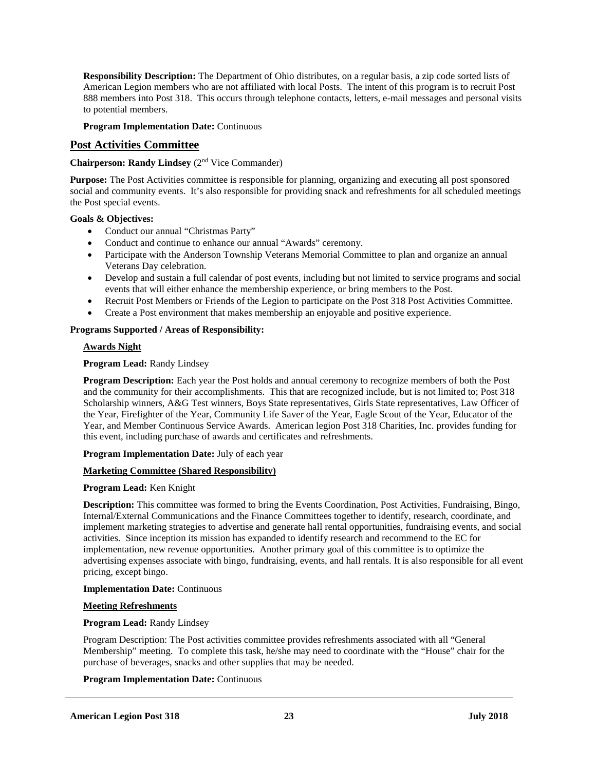**Responsibility Description:** The Department of Ohio distributes, on a regular basis, a zip code sorted lists of American Legion members who are not affiliated with local Posts. The intent of this program is to recruit Post 888 members into Post 318. This occurs through telephone contacts, letters, e-mail messages and personal visits to potential members.

**Program Implementation Date:** Continuous

## Post Activities Committee

**Chairperson: Randy Lindsey** (2nd Vice Commander)

**Purpose:** The Post Activities committee is responsible for planning, organizing and executing all post sponsored social and community events. It's also responsible for providing snack and refreshments for all scheduled meetings the Post special events.

**Goals & Objectives:**

- Conduct our annual "Christmas Party"
- Conduct and continue to enhance our annual "Awards" ceremony.
- Participate with the Anderson Township Veterans Memorial Committee to plan and organize an annual Veterans Day celebration.
- Develop and sustain a full calendar of post events, including but not limited to service programs and social events that will either enhance the membership experience, or bring members to the Post.
- Recruit Post Members or Friends of the Legion to participate on the Post 318 Post Activities Committee.
- Create a Post environment that makes membership an enjoyable and positive experience.

**Programs Supported / Areas of Responsibility:**

**Awards Night**

**Program Lead:** Randy Lindsey

**Program Description:** Each year the Post holds and annual ceremony to recognize members of both the Post and the community for their accomplishments. This that are recognized include, but is not limited to; Post 318 Scholarship winners, A&G Test winners, Boys State representatives, Girls State representatives, Law Officer of the Year, Firefighter of the Year, Community Life Saver of the Year, Eagle Scout of the Year, Educator of the Year, and Member Continuous Service Awards. American legion Post 318 Charities, Inc. provides funding for this event, including purchase of awards and certificates and refreshments.

**Program Implementation Date:** July of each year

**Marketing Committee (Shared Responsibility)**

**Program Lead:** Ken Knight

**Description:** This committee was formed to bring the Events Coordination, Post Activities, Fundraising, Bingo, Internal/External Communications and the Finance Committees together to identify, research, coordinate, and implement marketing strategies to advertise and generate hall rental opportunities, fundraising events, and social activities. Since inception its mission has expanded to identify research and recommend to the EC for implementation, new revenue opportunities. Another primary goal of this committee is to optimize the advertising expenses associate with bingo, fundraising, events, and hall rentals. It is also responsible for all event pricing, except bingo.

**Implementation Date:** Continuous

**Meeting Refreshments**

**Program Lead:** Randy Lindsey

Program Description: The Post activities committee provides refreshments associated with all "General Membership" meeting. To complete this task, he/she may need to coordinate with the "House" chair for the purchase of beverages, snacks and other supplies that may be needed.

**Program Implementation Date:** Continuous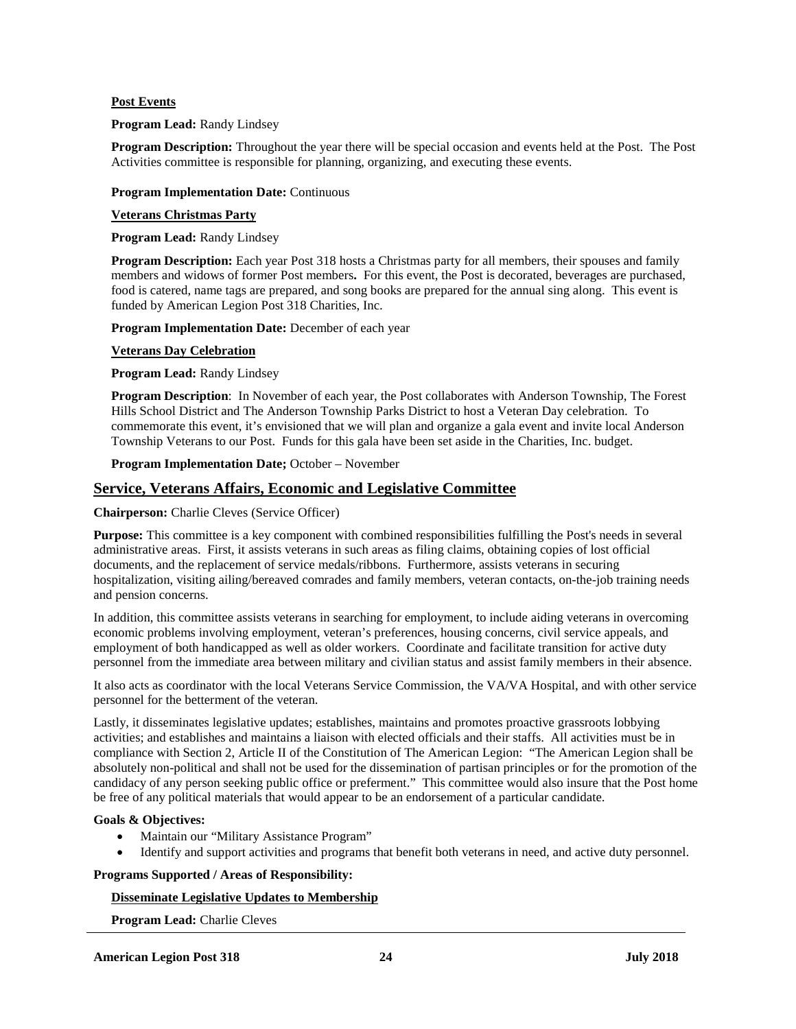**Post Events**

**Program Lead:** Randy Lindsey

**Program Description:** Throughout the year there will be special occasion and events held at the Post. The Post Activities committee is responsible for planning, organizing, and executing these events.

**Program Implementation Date:** Continuous

**Veterans Christmas Party**

**Program Lead:** Randy Lindsey

**Program Description:** Each year Post 318 hosts a Christmas party for all members, their spouses and family members and widows of former Post members**.** For this event, the Post is decorated, beverages are purchased, food is catered, name tags are prepared, and song books are prepared for the annual sing along. This event is funded by American Legion Post 318 Charities, Inc.

**Program Implementation Date:** December of each year

**Veterans Day Celebration**

**Program Lead:** Randy Lindsey

**Program Description**: In November of each year, the Post collaborates with Anderson Township, The Forest Hills School District and The Anderson Township Parks District to host a Veteran Day celebration. To commemorate this event, it's envisioned that we will plan and organize a gala event and invite local Anderson Township Veterans to our Post. Funds for this gala have been set aside in the Charities, Inc. budget.

**Program Implementation Date;** October – November

## Service, Veterans Affairs, Economic and Legislative Committee

**Chairperson:** Charlie Cleves (Service Officer)

**Purpose:** This committee is a key component with combined responsibilities fulfilling the Post's needs in several administrative areas. First, it assists veterans in such areas as filing claims, obtaining copies of lost official documents, and the replacement of service medals/ribbons. Furthermore, assists veterans in securing hospitalization, visiting ailing/bereaved comrades and family members, veteran contacts, on-the-job training needs and pension concerns.

In addition, this committee assists veterans in searching for employment, to include aiding veterans in overcoming economic problems involving employment, veteran's preferences, housing concerns, civil service appeals, and employment of both handicapped as well as older workers. Coordinate and facilitate transition for active duty personnel from the immediate area between military and civilian status and assist family members in their absence.

It also acts as coordinator with the local Veterans Service Commission, the VA/VA Hospital, and with other service personnel for the betterment of the veteran.

Lastly, it disseminates legislative updates; establishes, maintains and promotes proactive grassroots lobbying activities; and establishes and maintains a liaison with elected officials and their staffs. All activities must be in compliance with Section 2, Article II of the Constitution of The American Legion: "The American Legion shall be absolutely non-political and shall not be used for the dissemination of partisan principles or for the promotion of the candidacy of any person seeking public office or preferment." This committee would also insure that the Post home be free of any political materials that would appear to be an endorsement of a particular candidate.

**Goals & Objectives:**

- Maintain our "Military Assistance Program"
- Identify and support activities and programs that benefit both veterans in need, and active duty personnel.

**Programs Supported / Areas of Responsibility:**

**Disseminate Legislative Updates to Membership**

**Program Lead:** Charlie Cleves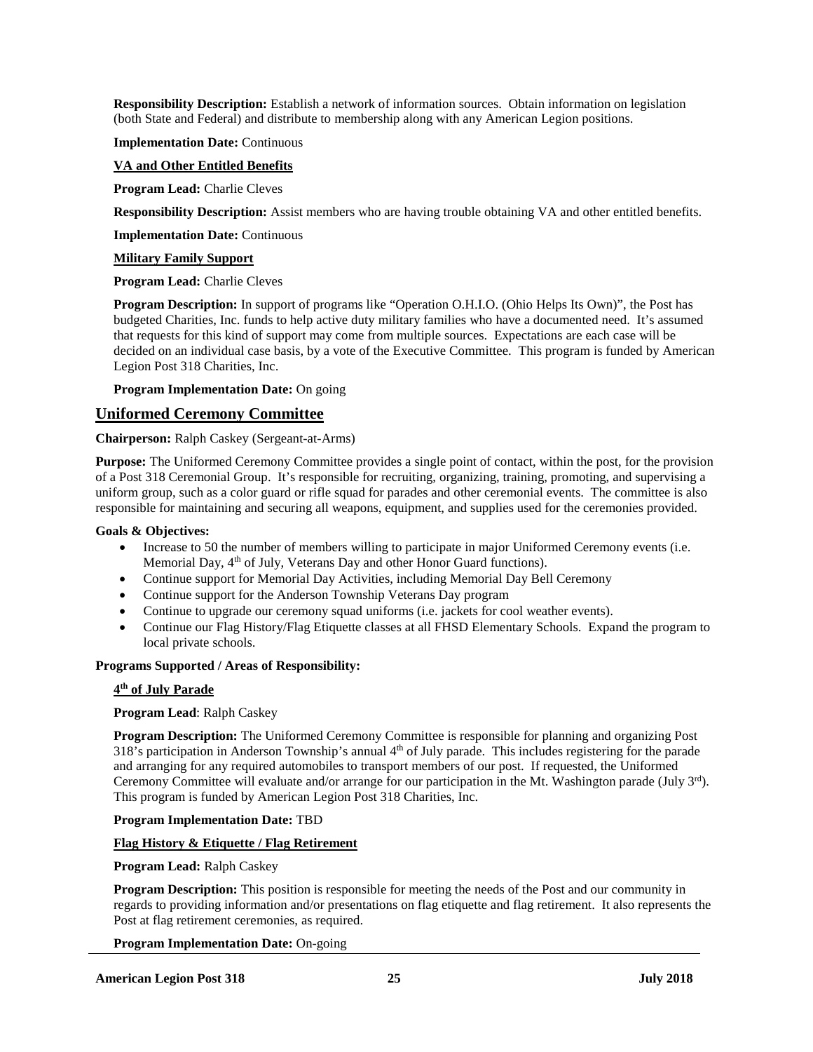**Responsibility Description:** Establish a network of information sources. Obtain information on legislation (both State and Federal) and distribute to membership along with any American Legion positions.

**Implementation Date:** Continuous

**VA and Other Entitled Benefits**

**Program Lead:** Charlie Cleves

**Responsibility Description:** Assist members who are having trouble obtaining VA and other entitled benefits.

**Implementation Date:** Continuous

**Military Family Support**

**Program Lead:** Charlie Cleves

**Program Description:** In support of programs like "Operation O.H.I.O. (Ohio Helps Its Own)", the Post has budgeted Charities, Inc. funds to help active duty military families who have a documented need. It's assumed that requests for this kind of support may come from multiple sources. Expectations are each case will be decided on an individual case basis, by a vote of the Executive Committee. This program is funded by American Legion Post 318 Charities, Inc.

**Program Implementation Date:** On going

## Uniformed Ceremony Committee

**Chairperson:** Ralph Caskey (Sergeant-at-Arms)

**Purpose:** The Uniformed Ceremony Committee provides a single point of contact, within the post, for the provision of a Post 318 Ceremonial Group. It's responsible for recruiting, organizing, training, promoting, and supervising a uniform group, such as a color guard or rifle squad for parades and other ceremonial events. The committee is also responsible for maintaining and securing all weapons, equipment, and supplies used for the ceremonies provided.

**Goals & Objectives:**

- Increase to 50 the number of members willing to participate in major Uniformed Ceremony events (i.e. Memorial Day, 4th of July, Veterans Day and other Honor Guard functions).
- Continue support for Memorial Day Activities, including Memorial Day Bell Ceremony
- Continue support for the Anderson Township Veterans Day program
- Continue to upgrade our ceremony squad uniforms (i.e. jackets for cool weather events).
- Continue our Flag History/Flag Etiquette classes at all FHSD Elementary Schools. Expand the program to local private schools.

**Programs Supported / Areas of Responsibility:**

**4th of July Parade**

**Program Lead**: Ralph Caskey

**Program Description:** The Uniformed Ceremony Committee is responsible for planning and organizing Post 318's participation in Anderson Township's annual 4th of July parade. This includes registering for the parade and arranging for any required automobiles to transport members of our post. If requested, the Uniformed Ceremony Committee will evaluate and/or arrange for our participation in the Mt. Washington parade (July 3rd). This program is funded by American Legion Post 318 Charities, Inc.

**Program Implementation Date:** TBD

**Flag History & Etiquette / Flag Retirement**

**Program Lead:** Ralph Caskey

**Program Description:** This position is responsible for meeting the needs of the Post and our community in regards to providing information and/or presentations on flag etiquette and flag retirement. It also represents the Post at flag retirement ceremonies, as required.

**Program Implementation Date:** On-going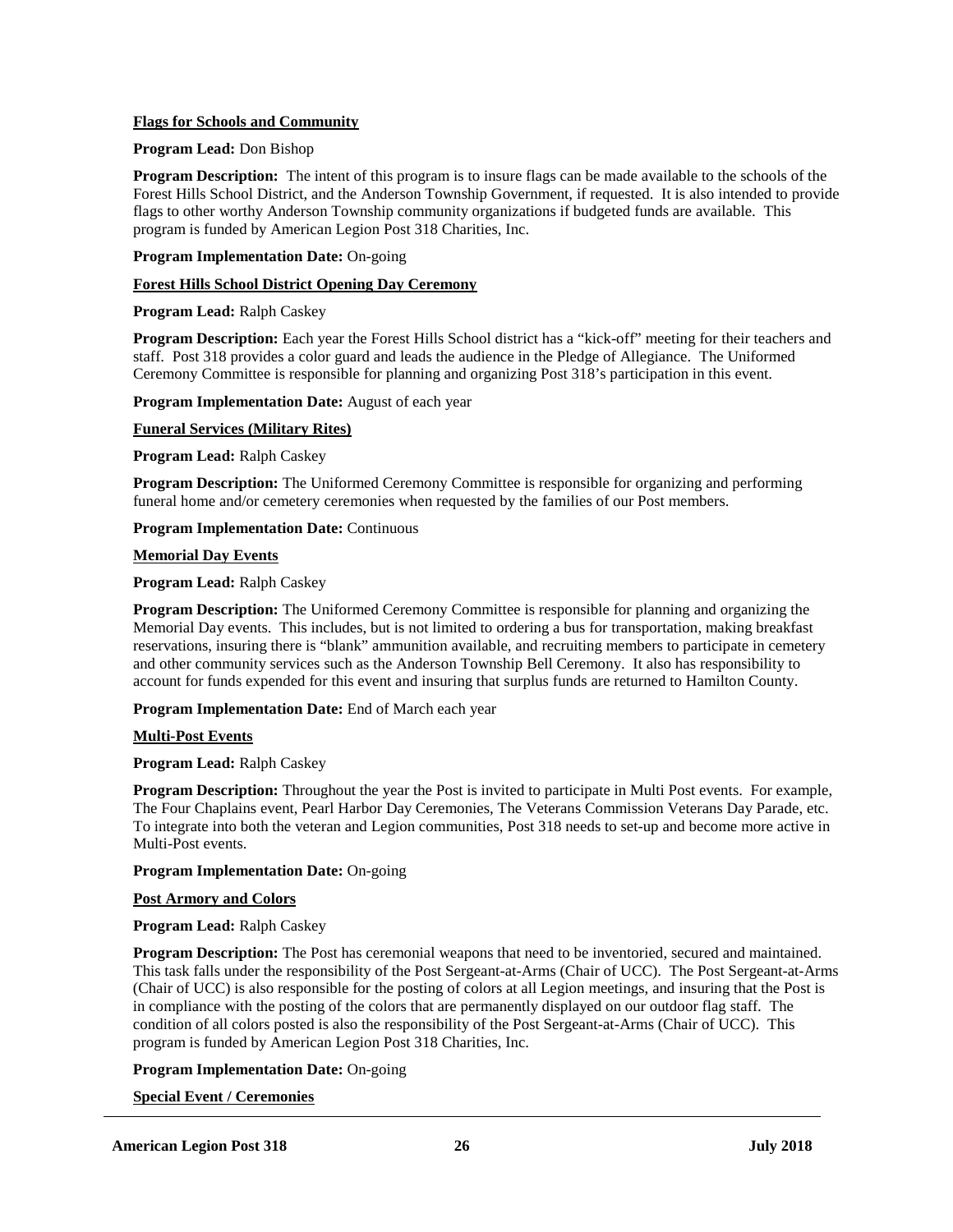**Flags for Schools and Community**

**Program Lead:** Don Bishop

**Program Description:** The intent of this program is to insure flags can be made available to the schools of the Forest Hills School District, and the Anderson Township Government, if requested. It is also intended to provide flags to other worthy Anderson Township community organizations if budgeted funds are available. This program is funded by American Legion Post 318 Charities, Inc.

**Program Implementation Date:** On-going

**Forest Hills School District Opening Day Ceremony**

**Program Lead:** Ralph Caskey

**Program Description:** Each year the Forest Hills School district has a "kick-off" meeting for their teachers and staff. Post 318 provides a color guard and leads the audience in the Pledge of Allegiance. The Uniformed Ceremony Committee is responsible for planning and organizing Post 318's participation in this event.

**Program Implementation Date:** August of each year

**Funeral Services (Military Rites)**

**Program Lead:** Ralph Caskey

**Program Description:** The Uniformed Ceremony Committee is responsible for organizing and performing funeral home and/or cemetery ceremonies when requested by the families of our Post members.

**Program Implementation Date:** Continuous

**Memorial Day Events**

**Program Lead:** Ralph Caskey

**Program Description:** The Uniformed Ceremony Committee is responsible for planning and organizing the Memorial Day events. This includes, but is not limited to ordering a bus for transportation, making breakfast reservations, insuring there is "blank" ammunition available, and recruiting members to participate in cemetery and other community services such as the Anderson Township Bell Ceremony. It also has responsibility to account for funds expended for this event and insuring that surplus funds are returned to Hamilton County.

**Program Implementation Date:** End of March each year

**Multi-Post Events**

**Program Lead:** Ralph Caskey

**Program Description:** Throughout the year the Post is invited to participate in Multi Post events. For example, The Four Chaplains event, Pearl Harbor Day Ceremonies, The Veterans Commission Veterans Day Parade, etc. To integrate into both the veteran and Legion communities, Post 318 needs to set-up and become more active in Multi-Post events.

**Program Implementation Date:** On-going

**Post Armory and Colors**

**Program Lead:** Ralph Caskey

**Program Description:** The Post has ceremonial weapons that need to be inventoried, secured and maintained. This task falls under the responsibility of the Post Sergeant-at-Arms (Chair of UCC). The Post Sergeant-at-Arms (Chair of UCC) is also responsible for the posting of colors at all Legion meetings, and insuring that the Post is in compliance with the posting of the colors that are permanently displayed on our outdoor flag staff. The condition of all colors posted is also the responsibility of the Post Sergeant-at-Arms (Chair of UCC). This program is funded by American Legion Post 318 Charities, Inc.

**Program Implementation Date:** On-going

**Special Event / Ceremonies**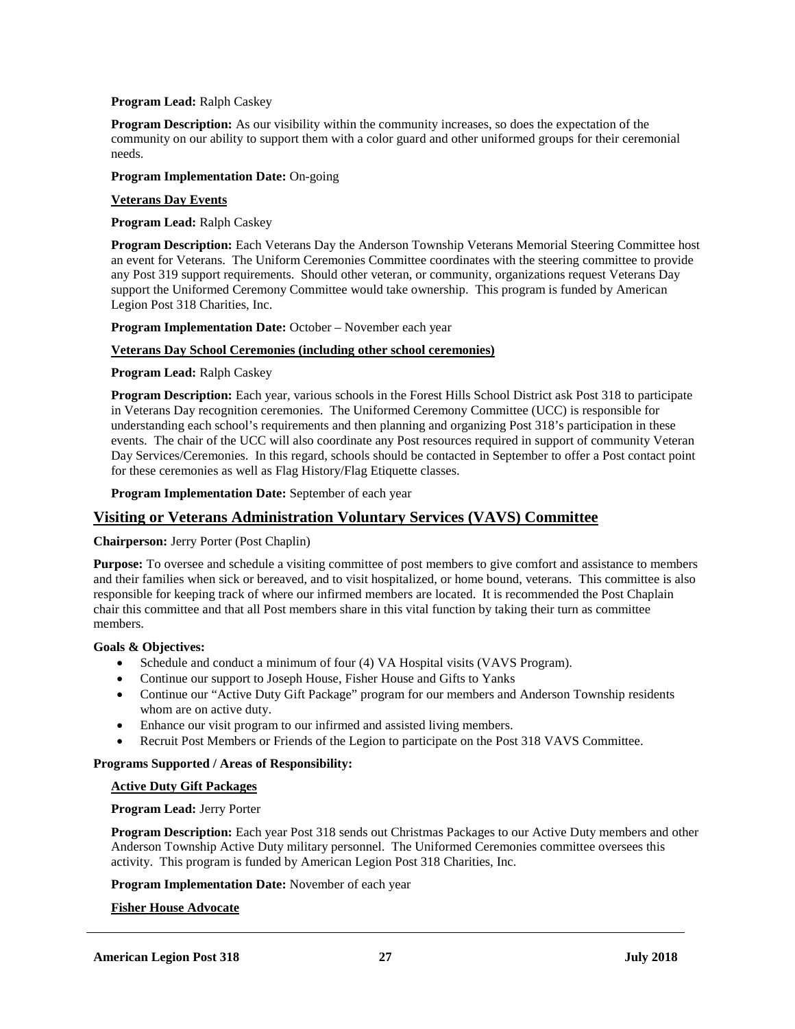**Program Lead:** Ralph Caskey

**Program Description:** As our visibility within the community increases, so does the expectation of the community on our ability to support them with a color guard and other uniformed groups for their ceremonial needs.

**Program Implementation Date:** On-going

**Veterans Day Events**

**Program Lead:** Ralph Caskey

**Program Description:** Each Veterans Day the Anderson Township Veterans Memorial Steering Committee host an event for Veterans. The Uniform Ceremonies Committee coordinates with the steering committee to provide any Post 319 support requirements. Should other veteran, or community, organizations request Veterans Day support the Uniformed Ceremony Committee would take ownership. This program is funded by American Legion Post 318 Charities, Inc.

**Program Implementation Date:** October – November each year

**Veterans Day School Ceremonies (including other school ceremonies)**

**Program Lead:** Ralph Caskey

**Program Description:** Each year, various schools in the Forest Hills School District ask Post 318 to participate in Veterans Day recognition ceremonies. The Uniformed Ceremony Committee (UCC) is responsible for understanding each school's requirements and then planning and organizing Post 318's participation in these events. The chair of the UCC will also coordinate any Post resources required in support of community Veteran Day Services/Ceremonies. In this regard, schools should be contacted in September to offer a Post contact point for these ceremonies as well as Flag History/Flag Etiquette classes.

**Program Implementation Date:** September of each year

## Visiting or Veterans Administration Voluntary Services (VAVS) Committee

**Chairperson:** Jerry Porter (Post Chaplin)

**Purpose:** To oversee and schedule a visiting committee of post members to give comfort and assistance to members and their families when sick or bereaved, and to visit hospitalized, or home bound, veterans. This committee is also responsible for keeping track of where our infirmed members are located. It is recommended the Post Chaplain chair this committee and that all Post members share in this vital function by taking their turn as committee members.

**Goals & Objectives:**

- Schedule and conduct a minimum of four (4) VA Hospital visits (VAVS Program).
- Continue our support to Joseph House, Fisher House and Gifts to Yanks
- Continue our "Active Duty Gift Package" program for our members and Anderson Township residents whom are on active duty.
- Enhance our visit program to our infirmed and assisted living members.
- Recruit Post Members or Friends of the Legion to participate on the Post 318 VAVS Committee.

**Programs Supported / Areas of Responsibility:**

**Active Duty Gift Packages**

**Program Lead:** Jerry Porter

**Program Description:** Each year Post 318 sends out Christmas Packages to our Active Duty members and other Anderson Township Active Duty military personnel. The Uniformed Ceremonies committee oversees this activity. This program is funded by American Legion Post 318 Charities, Inc.

**Program Implementation Date:** November of each year

**Fisher House Advocate**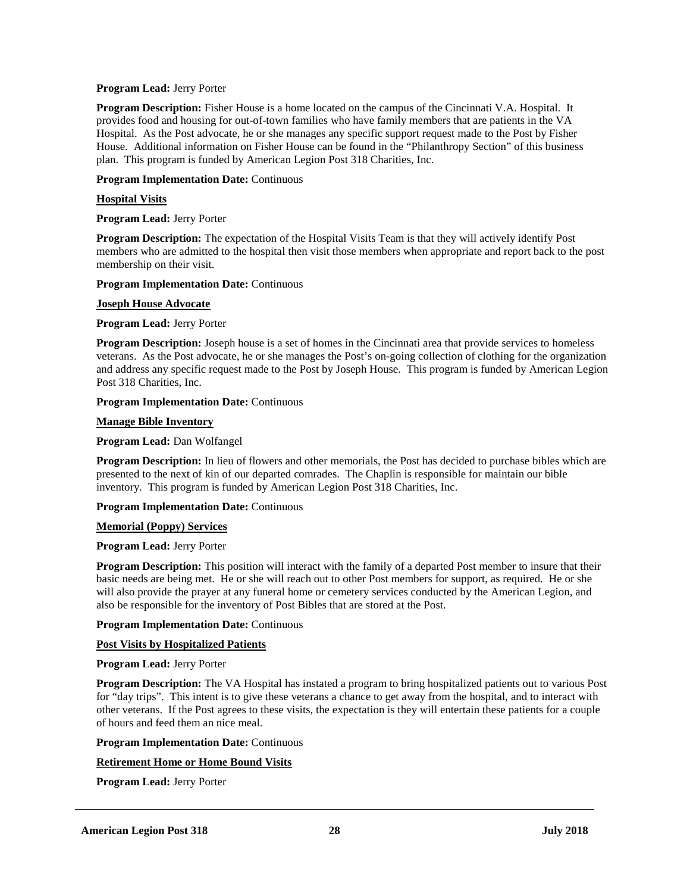**Program Lead:** Jerry Porter

**Program Description:** Fisher House is a home located on the campus of the Cincinnati V.A. Hospital. It provides food and housing for out-of-town families who have family members that are patients in the VA Hospital. As the Post advocate, he or she manages any specific support request made to the Post by Fisher House. Additional information on Fisher House can be found in the "Philanthropy Section" of this business plan. This program is funded by American Legion Post 318 Charities, Inc.

**Program Implementation Date:** Continuous

**Hospital Visits**

**Program Lead:** Jerry Porter

**Program Description:** The expectation of the Hospital Visits Team is that they will actively identify Post members who are admitted to the hospital then visit those members when appropriate and report back to the post membership on their visit.

**Program Implementation Date:** Continuous

**Joseph House Advocate**

**Program Lead:** Jerry Porter

**Program Description:** Joseph house is a set of homes in the Cincinnati area that provide services to homeless veterans. As the Post advocate, he or she manages the Post's on-going collection of clothing for the organization and address any specific request made to the Post by Joseph House. This program is funded by American Legion Post 318 Charities, Inc.

**Program Implementation Date:** Continuous

**Manage Bible Inventory**

**Program Lead:** Dan Wolfangel

**Program Description:** In lieu of flowers and other memorials, the Post has decided to purchase bibles which are presented to the next of kin of our departed comrades. The Chaplin is responsible for maintain our bible inventory. This program is funded by American Legion Post 318 Charities, Inc.

**Program Implementation Date:** Continuous

**Memorial (Poppy) Services**

**Program Lead:** Jerry Porter

**Program Description:** This position will interact with the family of a departed Post member to insure that their basic needs are being met. He or she will reach out to other Post members for support, as required. He or she will also provide the prayer at any funeral home or cemetery services conducted by the American Legion, and also be responsible for the inventory of Post Bibles that are stored at the Post.

**Program Implementation Date:** Continuous

**Post Visits by Hospitalized Patients**

**Program Lead:** Jerry Porter

**Program Description:** The VA Hospital has instated a program to bring hospitalized patients out to various Post for "day trips". This intent is to give these veterans a chance to get away from the hospital, and to interact with other veterans. If the Post agrees to these visits, the expectation is they will entertain these patients for a couple of hours and feed them an nice meal.

**Program Implementation Date:** Continuous

**Retirement Home or Home Bound Visits**

**Program Lead:** Jerry Porter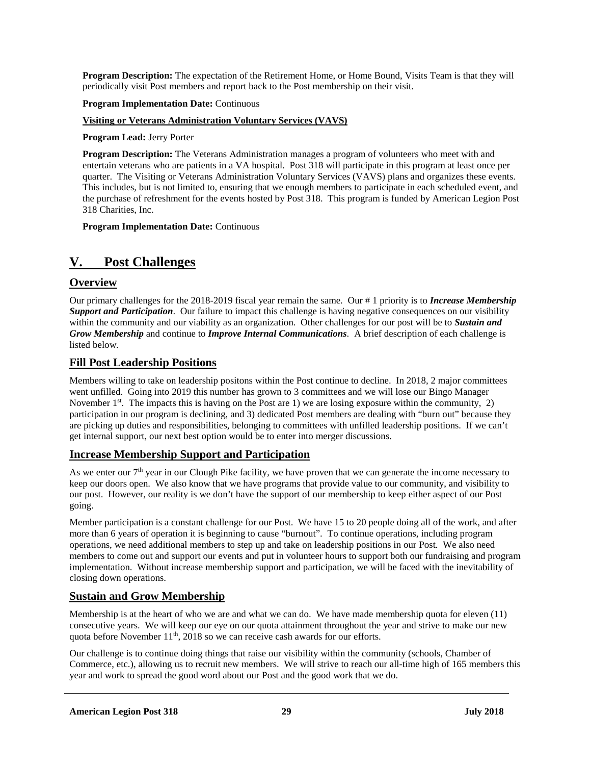**Program Description:** The expectation of the Retirement Home, or Home Bound, Visits Team is that they will periodically visit Post members and report back to the Post membership on their visit.

**Program Implementation Date:** Continuous

**Visiting or Veterans Administration Voluntary Services (VAVS)**

**Program Lead:** Jerry Porter

**Program Description:** The Veterans Administration manages a program of volunteers who meet with and entertain veterans who are patients in a VA hospital. Post 318 will participate in this program at least once per quarter. The Visiting or Veterans Administration Voluntary Services (VAVS) plans and organizes these events. This includes, but is not limited to, ensuring that we enough members to participate in each scheduled event, and the purchase of refreshment for the events hosted by Post 318. This program is funded by American Legion Post 318 Charities, Inc.

**Program Implementation Date:** Continuous

# V. Post Challenges

## Overview

Our primary challenges for the 2018-2019 fiscal year remain the same. Our # 1 priority is to ***Increase Membership Support and Participation***. Our failure to impact this challenge is having negative consequences on our visibility within the community and our viability as an organization. Other challenges for our post will be to ***Sustain and Grow Membership*** and continue to ***Improve Internal Communications***. A brief description of each challenge is listed below.

## Fill Post Leadership Positions

Members willing to take on leadership positons within the Post continue to decline. In 2018, 2 major committees went unfilled. Going into 2019 this number has grown to 3 committees and we will lose our Bingo Manager November 1st. The impacts this is having on the Post are 1) we are losing exposure within the community, 2) participation in our program is declining, and 3) dedicated Post members are dealing with "burn out" because they are picking up duties and responsibilities, belonging to committees with unfilled leadership positions. If we can't get internal support, our next best option would be to enter into merger discussions.

## Increase Membership Support and Participation

As we enter our 7th year in our Clough Pike facility, we have proven that we can generate the income necessary to keep our doors open. We also know that we have programs that provide value to our community, and visibility to our post. However, our reality is we don't have the support of our membership to keep either aspect of our Post going.

Member participation is a constant challenge for our Post. We have 15 to 20 people doing all of the work, and after more than 6 years of operation it is beginning to cause "burnout". To continue operations, including program operations, we need additional members to step up and take on leadership positions in our Post. We also need members to come out and support our events and put in volunteer hours to support both our fundraising and program implementation. Without increase membership support and participation, we will be faced with the inevitability of closing down operations.

## Sustain and Grow Membership

Membership is at the heart of who we are and what we can do. We have made membership quota for eleven (11) consecutive years. We will keep our eye on our quota attainment throughout the year and strive to make our new quota before November 11th, 2018 so we can receive cash awards for our efforts.

Our challenge is to continue doing things that raise our visibility within the community (schools, Chamber of Commerce, etc.), allowing us to recruit new members. We will strive to reach our all-time high of 165 members this year and work to spread the good word about our Post and the good work that we do.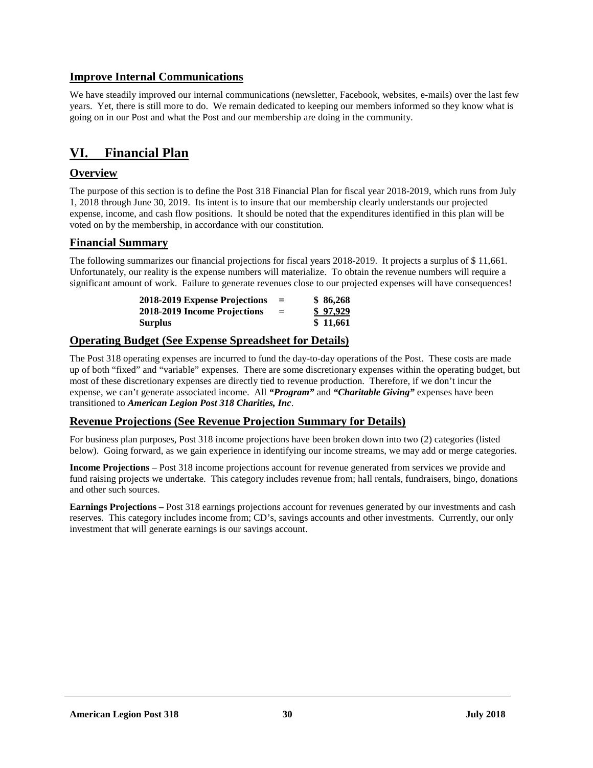## Improve Internal Communications

We have steadily improved our internal communications (newsletter, Facebook, websites, e-mails) over the last few years. Yet, there is still more to do. We remain dedicated to keeping our members informed so they know what is going on in our Post and what the Post and our membership are doing in the community.

# VI. Financial Plan

## Overview

The purpose of this section is to define the Post 318 Financial Plan for fiscal year 2018-2019, which runs from July 1, 2018 through June 30, 2019. Its intent is to insure that our membership clearly understands our projected expense, income, and cash flow positions. It should be noted that the expenditures identified in this plan will be voted on by the membership, in accordance with our constitution.

## Financial Summary

The following summarizes our financial projections for fiscal years 2018-2019. It projects a surplus of $ 11,661. Unfortunately, our reality is the expense numbers will materialize. To obtain the revenue numbers will require a significant amount of work. Failure to generate revenues close to our projected expenses will have consequences!

| | | |
|---|---|---|
| **2018-2019 Expense Projections** | **=** | **$ 86,268** |
| **2018-2019 Income Projections** | **=** | **$ 97,929** |
| **Surplus** | | **$ 11,661** |

## Operating Budget (See Expense Spreadsheet for Details)

The Post 318 operating expenses are incurred to fund the day-to-day operations of the Post. These costs are made up of both "fixed" and "variable" expenses. There are some discretionary expenses within the operating budget, but most of these discretionary expenses are directly tied to revenue production. Therefore, if we don't incur the expense, we can't generate associated income. All ***"Program"*** and ***"Charitable Giving"*** expenses have been transitioned to ***American Legion Post 318 Charities, Inc***.

## Revenue Projections (See Revenue Projection Summary for Details)

For business plan purposes, Post 318 income projections have been broken down into two (2) categories (listed below). Going forward, as we gain experience in identifying our income streams, we may add or merge categories.

**Income Projections** – Post 318 income projections account for revenue generated from services we provide and fund raising projects we undertake. This category includes revenue from; hall rentals, fundraisers, bingo, donations and other such sources.

**Earnings Projections –** Post 318 earnings projections account for revenues generated by our investments and cash reserves. This category includes income from; CD's, savings accounts and other investments. Currently, our only investment that will generate earnings is our savings account.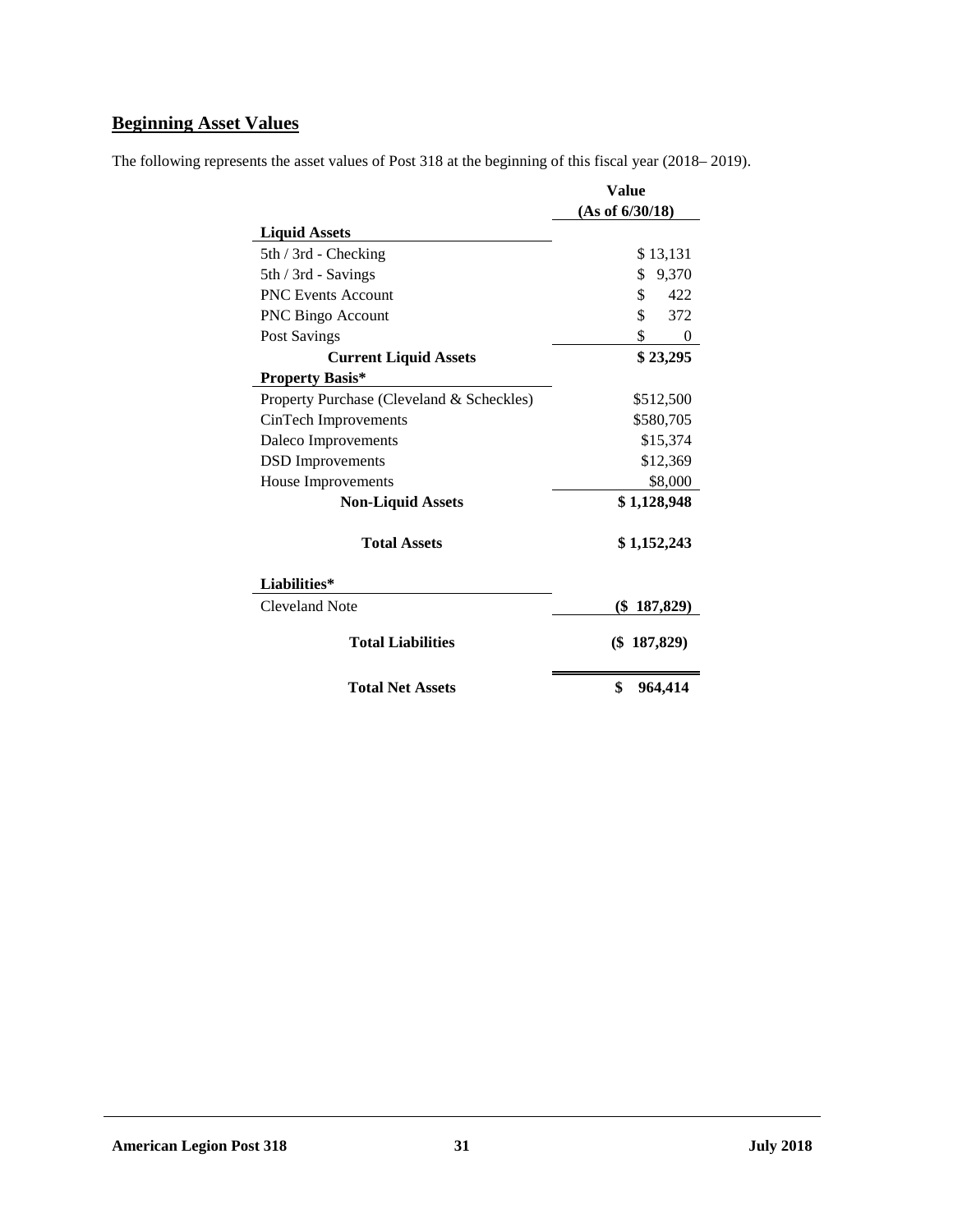## Beginning Asset Values

The following represents the asset values of Post 318 at the beginning of this fiscal year (2018– 2019).

| | **Value (As of 6/30/18)** |
|---|---|
| **Liquid Assets** | |
| 5th / 3rd - Checking | $ 13,131 |
| 5th / 3rd - Savings | $ 9,370 |
| PNC Events Account | $ 422 |
| PNC Bingo Account | $ 372 |
| Post Savings | $ 0 |
| **Current Liquid Assets** | **$ 23,295** |
| **Property Basis*** | |
| Property Purchase (Cleveland & Scheckles) | $512,500 |
| CinTech Improvements | $580,705 |
| Daleco Improvements | $15,374 |
| DSD Improvements | $12,369 |
| House Improvements | $8,000 |
| **Non-Liquid Assets** | **$ 1,128,948** |
| **Total Assets** | **$ 1,152,243** |
| **Liabilities*** | |
| Cleveland Note | **($ 187,829)** |
| **Total Liabilities** | **($ 187,829)** |
| **Total Net Assets** | **$ 964,414** |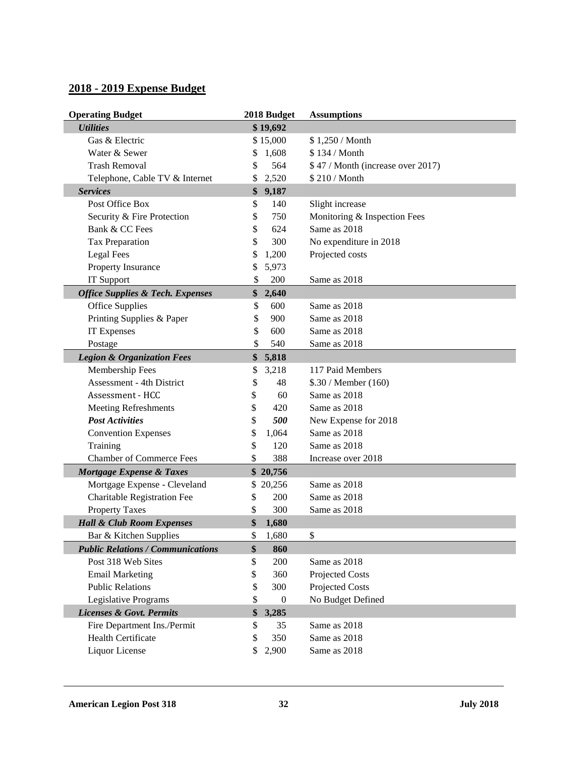## 2018 - 2019 Expense Budget

| Operating Budget | 2018 Budget | Assumptions |
|---|---|---|
| ***Utilities*** | **$ 19,692** | |
| Gas & Electric | $ 15,000 | $ 1,250 / Month |
| Water & Sewer | $ 1,608 | $ 134 / Month |
| Trash Removal | $ 564 | $ 47 / Month (increase over 2017) |
| Telephone, Cable TV & Internet | $ 2,520 | $ 210 / Month |
| ***Services*** | **$ 9,187** | |
| Post Office Box | $ 140 | Slight increase |
| Security & Fire Protection | $ 750 | Monitoring & Inspection Fees |
| Bank & CC Fees | $ 624 | Same as 2018 |
| Tax Preparation | $ 300 | No expenditure in 2018 |
| Legal Fees | $ 1,200 | Projected costs |
| Property Insurance | $ 5,973 | |
| IT Support | $ 200 | Same as 2018 |
| ***Office Supplies & Tech. Expenses*** | **$ 2,640** | |
| Office Supplies | $ 600 | Same as 2018 |
| Printing Supplies & Paper | $ 900 | Same as 2018 |
| IT Expenses | $ 600 | Same as 2018 |
| Postage | $ 540 | Same as 2018 |
| ***Legion & Organization Fees*** | **$ 5,818** | |
| Membership Fees | $ 3,218 | 117 Paid Members |
| Assessment - 4th District | $ 48 | $.30 / Member (160) |
| Assessment - HCC | $ 60 | Same as 2018 |
| Meeting Refreshments | $ 420 | Same as 2018 |
| ***Post Activities*** | $ ***500*** | New Expense for 2018 |
| Convention Expenses | $ 1,064 | Same as 2018 |
| Training | $ 120 | Same as 2018 |
| Chamber of Commerce Fees | $ 388 | Increase over 2018 |
| ***Mortgage Expense & Taxes*** | **$ 20,756** | |
| Mortgage Expense - Cleveland | $ 20,256 | Same as 2018 |
| Charitable Registration Fee | $ 200 | Same as 2018 |
| Property Taxes | $ 300 | Same as 2018 |
| ***Hall & Club Room Expenses*** | **$ 1,680** | |
| Bar & Kitchen Supplies | $ 1,680 | $ |
| ***Public Relations / Communications*** | **$ 860** | |
| Post 318 Web Sites | $ 200 | Same as 2018 |
| Email Marketing | $ 360 | Projected Costs |
| Public Relations | $ 300 | Projected Costs |
| Legislative Programs | $ 0 | No Budget Defined |
| ***Licenses & Govt. Permits*** | **$ 3,285** | |
| Fire Department Ins./Permit | $ 35 | Same as 2018 |
| Health Certificate | $ 350 | Same as 2018 |
| Liquor License | $ 2,900 | Same as 2018 |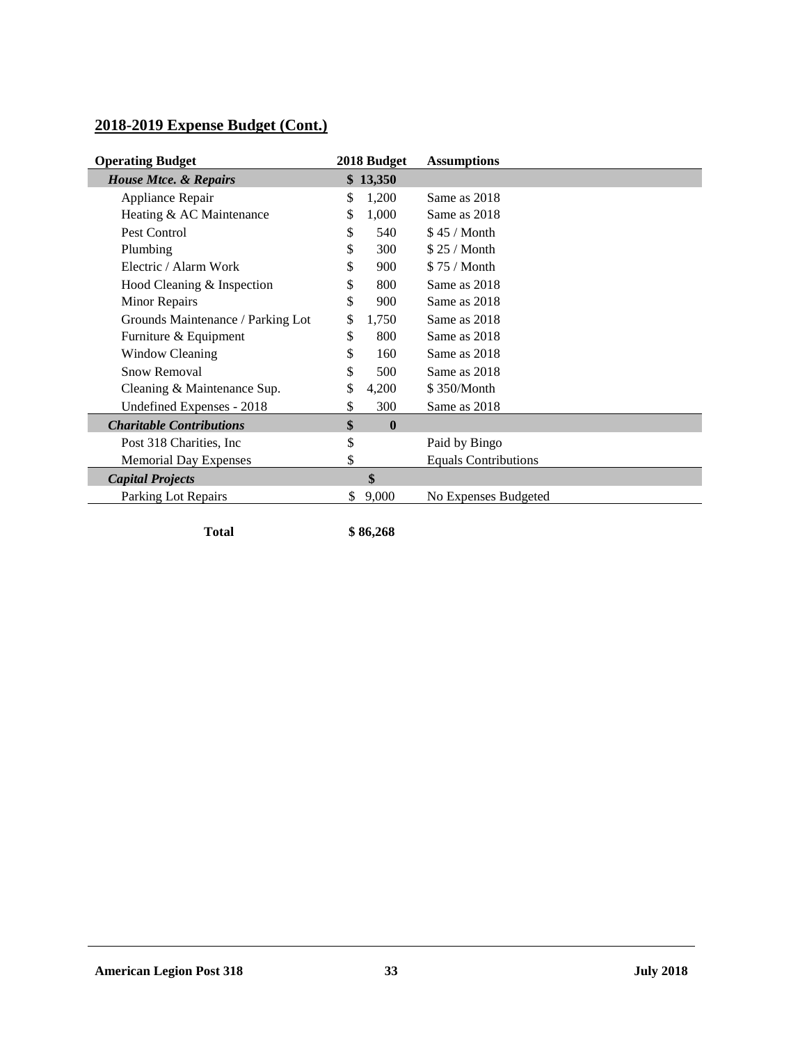## 2018-2019 Expense Budget (Cont.)

| Operating Budget | 2018 Budget | Assumptions |
|---|---|---|
| ***House Mtce. & Repairs*** | **$ 13,350** | |
| Appliance Repair | $ 1,200 | Same as 2018 |
| Heating & AC Maintenance | $ 1,000 | Same as 2018 |
| Pest Control | $ 540 | $ 45 / Month |
| Plumbing | $ 300 | $ 25 / Month |
| Electric / Alarm Work | $ 900 | $ 75 / Month |
| Hood Cleaning & Inspection | $ 800 | Same as 2018 |
| Minor Repairs | $ 900 | Same as 2018 |
| Grounds Maintenance / Parking Lot | $ 1,750 | Same as 2018 |
| Furniture & Equipment | $ 800 | Same as 2018 |
| Window Cleaning | $ 160 | Same as 2018 |
| Snow Removal | $ 500 | Same as 2018 |
| Cleaning & Maintenance Sup. | $ 4,200 | $ 350/Month |
| Undefined Expenses - 2018 | $ 300 | Same as 2018 |
| ***Charitable Contributions*** | **$ 0** | |
| Post 318 Charities, Inc | $ | Paid by Bingo |
| Memorial Day Expenses | $ | Equals Contributions |
| ***Capital Projects*** | **$** | |
| Parking Lot Repairs | $ 9,000 | No Expenses Budgeted |
| **Total** | **$ 86,268** | |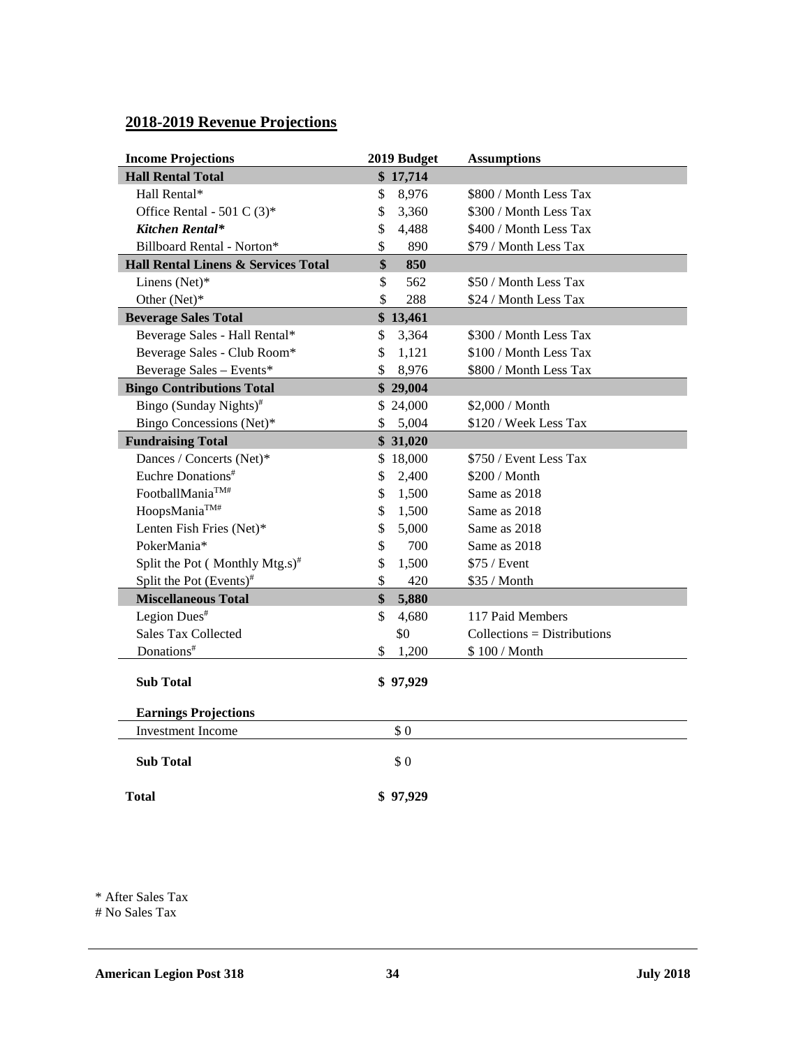## 2018-2019 Revenue Projections

| Income Projections | 2019 Budget | Assumptions |
|---|---|---|
| **Hall Rental Total** | **$ 17,714** | |
| Hall Rental* | $ 8,976 | $800 / Month Less Tax |
| Office Rental - 501 C (3)* | $ 3,360 | $300 / Month Less Tax |
| ***Kitchen Rental**** | $ 4,488 | $400 / Month Less Tax |
| Billboard Rental - Norton* | $ 890 | $79 / Month Less Tax |
| **Hall Rental Linens & Services Total** | **$ 850** | |
| Linens (Net)* | $ 562 | $50 / Month Less Tax |
| Other (Net)* | $ 288 | $24 / Month Less Tax |
| **Beverage Sales Total** | **$ 13,461** | |
| Beverage Sales - Hall Rental* | $ 3,364 | $300 / Month Less Tax |
| Beverage Sales - Club Room* | $ 1,121 | $100 / Month Less Tax |
| Beverage Sales – Events* | $ 8,976 | $800 / Month Less Tax |
| **Bingo Contributions Total** | **$ 29,004** | |
| Bingo (Sunday Nights)# | $ 24,000 | $2,000 / Month |
| Bingo Concessions (Net)* | $ 5,004 | $120 / Week Less Tax |
| **Fundraising Total** | **$ 31,020** | |
| Dances / Concerts (Net)* | $ 18,000 | $750 / Event Less Tax |
| Euchre Donations# | $ 2,400 | $200 / Month |
| FootballMania™# | $ 1,500 | Same as 2018 |
| HoopsMania™# | $ 1,500 | Same as 2018 |
| Lenten Fish Fries (Net)* | $ 5,000 | Same as 2018 |
| PokerMania* | $ 700 | Same as 2018 |
| Split the Pot ( Monthly Mtg.s)# | $ 1,500 | $75 / Event |
| Split the Pot (Events)# | $ 420 | $35 / Month |
| **Miscellaneous Total** | **$ 5,880** | |
| Legion Dues# | $ 4,680 | 117 Paid Members |
| Sales Tax Collected | $0 | Collections = Distributions |
| Donations# | $ 1,200 | $ 100 / Month |
| **Sub Total** | **$ 97,929** | |
| **Earnings Projections** | | |
| Investment Income | $ 0 | |
| **Sub Total** | $ 0 | |
| **Total** | **$ 97,929** | |

\* After Sales Tax
\# No Sales Tax